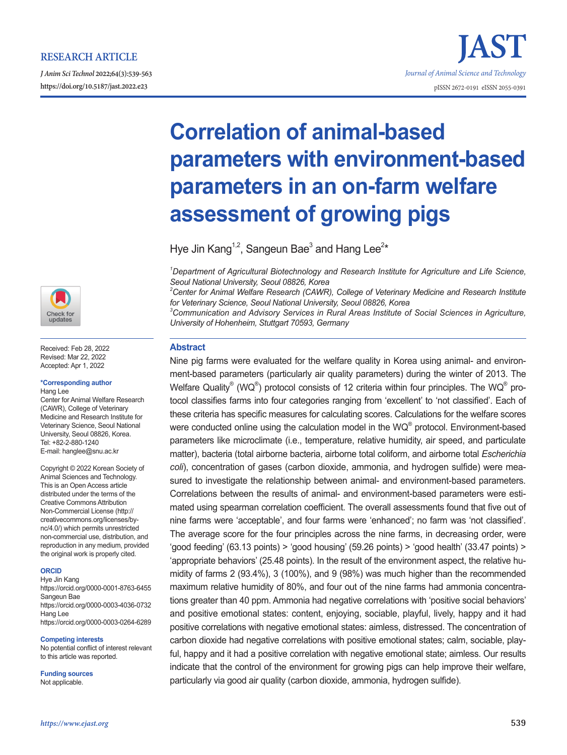RESEARCH ARTICLE

*J Anim Sci Technol* 2022;64(3):539-563
https://doi.org/10.5187/jast.2022.e23

JAST
*Journal of Animal Science and Technology*
pISSN 2672-0191 eISSN 2055-0391

# Correlation of animal-based parameters with environment-based parameters in an on-farm welfare assessment of growing pigs

Hye Jin Kang[1,2], Sangeun Bae[3] and Hang Lee[2]*

[1]*Department of Agricultural Biotechnology and Research Institute for Agriculture and Life Science, Seoul National University, Seoul 08826, Korea*
[2]*Center for Animal Welfare Research (CAWR), College of Veterinary Medicine and Research Institute for Veterinary Science, Seoul National University, Seoul 08826, Korea*
[3]*Communication and Advisory Services in Rural Areas Institute of Social Sciences in Agriculture, University of Hohenheim, Stuttgart 70593, Germany*

Received: Feb 28, 2022
Revised: Mar 22, 2022
Accepted: Apr 1, 2022

**\*Corresponding author**
Hang Lee
Center for Animal Welfare Research (CAWR), College of Veterinary Medicine and Research Institute for Veterinary Science, Seoul National University, Seoul 08826, Korea.
Tel: +82-2-880-1240
E-mail: hanglee@snu.ac.kr

Copyright © 2022 Korean Society of Animal Sciences and Technology. This is an Open Access article distributed under the terms of the Creative Commons Attribution Non-Commercial License (http://creativecommons.org/licenses/by-nc/4.0/) which permits unrestricted non-commercial use, distribution, and reproduction in any medium, provided the original work is properly cited.

**ORCID**
Hye Jin Kang
https://orcid.org/0000-0001-8763-6455
Sangeun Bae
https://orcid.org/0000-0003-4036-0732
Hang Lee
https://orcid.org/0000-0003-0264-6289

**Competing interests**
No potential conflict of interest relevant to this article was reported.

**Funding sources**
Not applicable.

## Abstract

Nine pig farms were evaluated for the welfare quality in Korea using animal- and environment-based parameters (particularly air quality parameters) during the winter of 2013. The Welfare Quality® (WQ®) protocol consists of 12 criteria within four principles. The WQ® protocol classifies farms into four categories ranging from 'excellent' to 'not classified'. Each of these criteria has specific measures for calculating scores. Calculations for the welfare scores were conducted online using the calculation model in the WQ® protocol. Environment-based parameters like microclimate (i.e., temperature, relative humidity, air speed, and particulate matter), bacteria (total airborne bacteria, airborne total coliform, and airborne total *Escherichia coli*), concentration of gases (carbon dioxide, ammonia, and hydrogen sulfide) were measured to investigate the relationship between animal- and environment-based parameters. Correlations between the results of animal- and environment-based parameters were estimated using spearman correlation coefficient. The overall assessments found that five out of nine farms were 'acceptable', and four farms were 'enhanced'; no farm was 'not classified'. The average score for the four principles across the nine farms, in decreasing order, were 'good feeding' (63.13 points) > 'good housing' (59.26 points) > 'good health' (33.47 points) > 'appropriate behaviors' (25.48 points). In the result of the environment aspect, the relative humidity of farms 2 (93.4%), 3 (100%), and 9 (98%) was much higher than the recommended maximum relative humidity of 80%, and four out of the nine farms had ammonia concentrations greater than 40 ppm. Ammonia had negative correlations with 'positive social behaviors' and positive emotional states: content, enjoying, sociable, playful, lively, happy and it had positive correlations with negative emotional states: aimless, distressed. The concentration of carbon dioxide had negative correlations with positive emotional states; calm, sociable, playful, happy and it had a positive correlation with negative emotional state; aimless. Our results indicate that the control of the environment for growing pigs can help improve their welfare, particularly via good air quality (carbon dioxide, ammonia, hydrogen sulfide).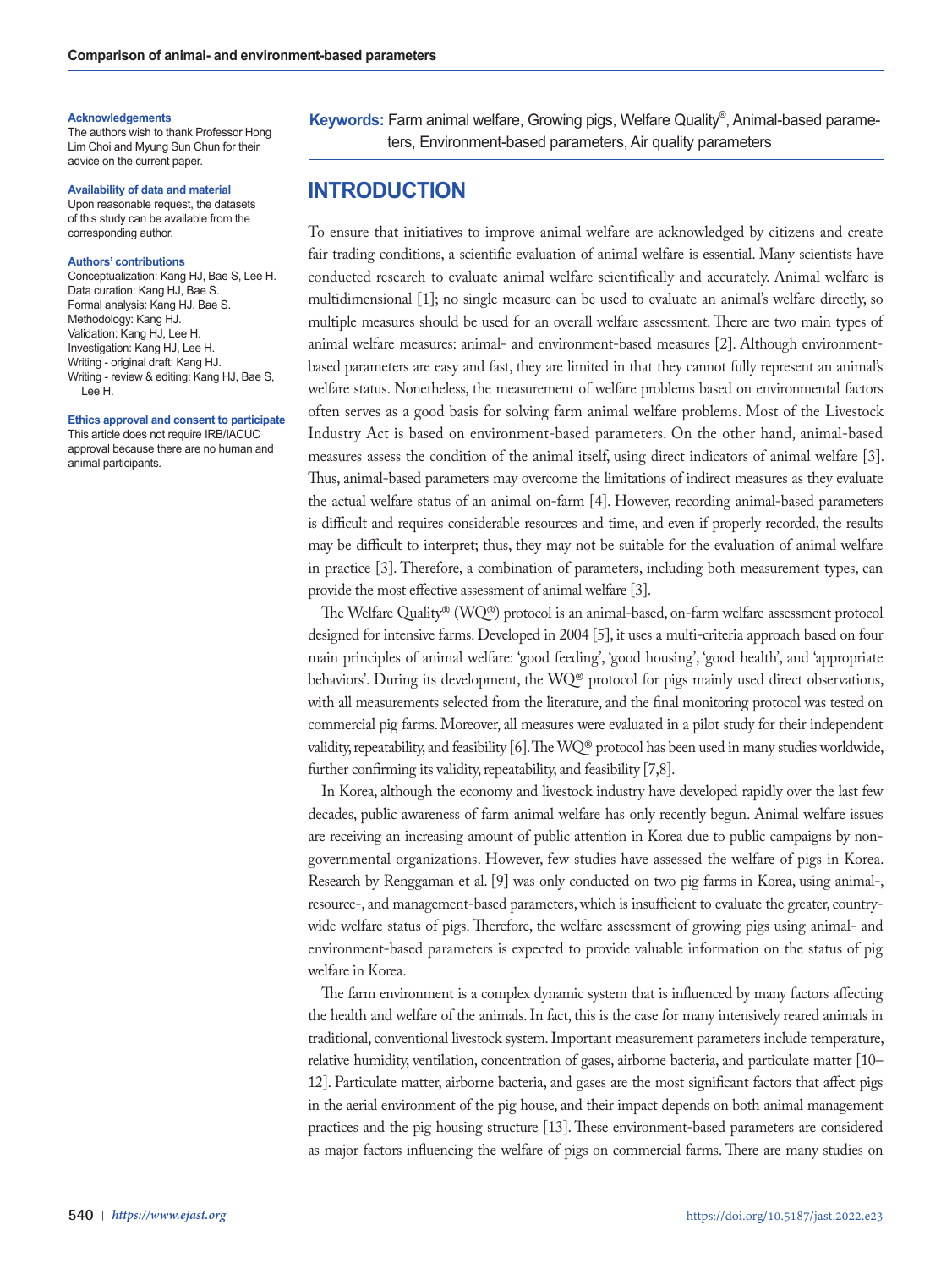**Acknowledgements**
The authors wish to thank Professor Hong Lim Choi and Myung Sun Chun for their advice on the current paper.

**Availability of data and material**
Upon reasonable request, the datasets of this study can be available from the corresponding author.

**Authors' contributions**
Conceptualization: Kang HJ, Bae S, Lee H.
Data curation: Kang HJ, Bae S.
Formal analysis: Kang HJ, Bae S.
Methodology: Kang HJ.
Validation: Kang HJ, Lee H.
Investigation: Kang HJ, Lee H.
Writing - original draft: Kang HJ.
Writing - review & editing: Kang HJ, Bae S, Lee H.

**Ethics approval and consent to participate**
This article does not require IRB/IACUC approval because there are no human and animal participants.

**Keywords:** Farm animal welfare, Growing pigs, Welfare Quality®, Animal-based parameters, Environment-based parameters, Air quality parameters

## INTRODUCTION

To ensure that initiatives to improve animal welfare are acknowledged by citizens and create fair trading conditions, a scientific evaluation of animal welfare is essential. Many scientists have conducted research to evaluate animal welfare scientifically and accurately. Animal welfare is multidimensional [1]; no single measure can be used to evaluate an animal's welfare directly, so multiple measures should be used for an overall welfare assessment. There are two main types of animal welfare measures: animal- and environment-based measures [2]. Although environment-based parameters are easy and fast, they are limited in that they cannot fully represent an animal's welfare status. Nonetheless, the measurement of welfare problems based on environmental factors often serves as a good basis for solving farm animal welfare problems. Most of the Livestock Industry Act is based on environment-based parameters. On the other hand, animal-based measures assess the condition of the animal itself, using direct indicators of animal welfare [3]. Thus, animal-based parameters may overcome the limitations of indirect measures as they evaluate the actual welfare status of an animal on-farm [4]. However, recording animal-based parameters is difficult and requires considerable resources and time, and even if properly recorded, the results may be difficult to interpret; thus, they may not be suitable for the evaluation of animal welfare in practice [3]. Therefore, a combination of parameters, including both measurement types, can provide the most effective assessment of animal welfare [3].

The Welfare Quality® (WQ®) protocol is an animal-based, on-farm welfare assessment protocol designed for intensive farms. Developed in 2004 [5], it uses a multi-criteria approach based on four main principles of animal welfare: 'good feeding', 'good housing', 'good health', and 'appropriate behaviors'. During its development, the WQ® protocol for pigs mainly used direct observations, with all measurements selected from the literature, and the final monitoring protocol was tested on commercial pig farms. Moreover, all measures were evaluated in a pilot study for their independent validity, repeatability, and feasibility [6]. The WQ® protocol has been used in many studies worldwide, further confirming its validity, repeatability, and feasibility [7,8].

In Korea, although the economy and livestock industry have developed rapidly over the last few decades, public awareness of farm animal welfare has only recently begun. Animal welfare issues are receiving an increasing amount of public attention in Korea due to public campaigns by non-governmental organizations. However, few studies have assessed the welfare of pigs in Korea. Research by Renggaman et al. [9] was only conducted on two pig farms in Korea, using animal-, resource-, and management-based parameters, which is insufficient to evaluate the greater, country-wide welfare status of pigs. Therefore, the welfare assessment of growing pigs using animal- and environment-based parameters is expected to provide valuable information on the status of pig welfare in Korea.

The farm environment is a complex dynamic system that is influenced by many factors affecting the health and welfare of the animals. In fact, this is the case for many intensively reared animals in traditional, conventional livestock system. Important measurement parameters include temperature, relative humidity, ventilation, concentration of gases, airborne bacteria, and particulate matter [10–12]. Particulate matter, airborne bacteria, and gases are the most significant factors that affect pigs in the aerial environment of the pig house, and their impact depends on both animal management practices and the pig housing structure [13]. These environment-based parameters are considered as major factors influencing the welfare of pigs on commercial farms. There are many studies on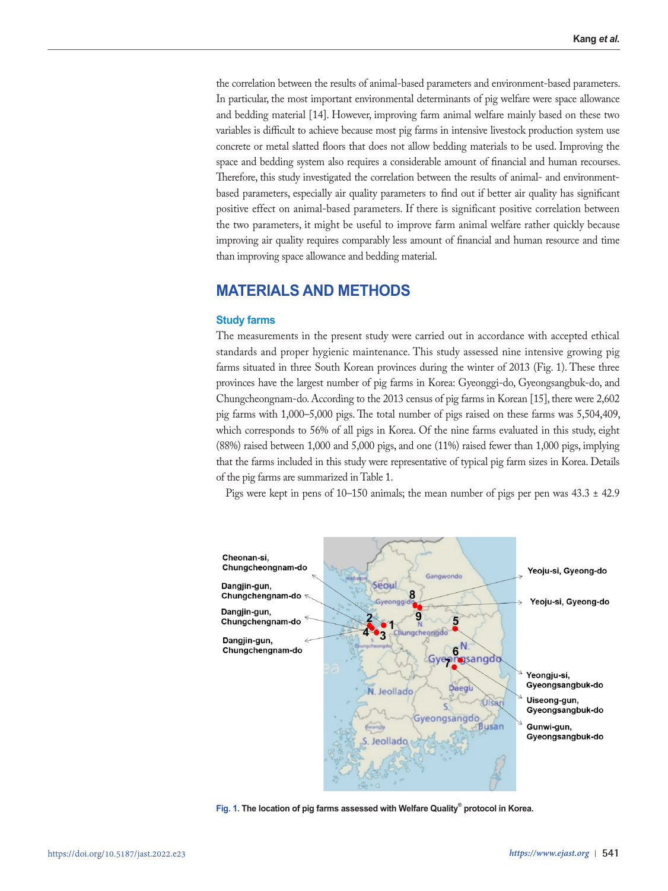the correlation between the results of animal-based parameters and environment-based parameters. In particular, the most important environmental determinants of pig welfare were space allowance and bedding material [14]. However, improving farm animal welfare mainly based on these two variables is difficult to achieve because most pig farms in intensive livestock production system use concrete or metal slatted floors that does not allow bedding materials to be used. Improving the space and bedding system also requires a considerable amount of financial and human recourses. Therefore, this study investigated the correlation between the results of animal- and environment-based parameters, especially air quality parameters to find out if better air quality has significant positive effect on animal-based parameters. If there is significant positive correlation between the two parameters, it might be useful to improve farm animal welfare rather quickly because improving air quality requires comparably less amount of financial and human resource and time than improving space allowance and bedding material.

## MATERIALS AND METHODS

### Study farms

The measurements in the present study were carried out in accordance with accepted ethical standards and proper hygienic maintenance. This study assessed nine intensive growing pig farms situated in three South Korean provinces during the winter of 2013 (Fig. 1). These three provinces have the largest number of pig farms in Korea: Gyeonggi-do, Gyeongsangbuk-do, and Chungcheongnam-do. According to the 2013 census of pig farms in Korean [15], there were 2,602 pig farms with 1,000–5,000 pigs. The total number of pigs raised on these farms was 5,504,409, which corresponds to 56% of all pigs in Korea. Of the nine farms evaluated in this study, eight (88%) raised between 1,000 and 5,000 pigs, and one (11%) raised fewer than 1,000 pigs, implying that the farms included in this study were representative of typical pig farm sizes in Korea. Details of the pig farms are summarized in Table 1.

Pigs were kept in pens of 10–150 animals; the mean number of pigs per pen was 43.3 ± 42.9

Cheonan-si, Chungcheongnam-do

Dangjin-gun, Chungchengnam-do

Dangjin-gun, Chungchengnam-do

Dangjin-gun, Chungchengnam-do

Yeoju-si, Gyeong-do

Yeoju-si, Gyeong-do

Yeongju-si, Gyeongsangbuk-do

Uiseong-gun, Gyeongsangbuk-do

Gunwi-gun, Gyeongsangbuk-do

**Fig. 1. The location of pig farms assessed with Welfare Quality® protocol in Korea.**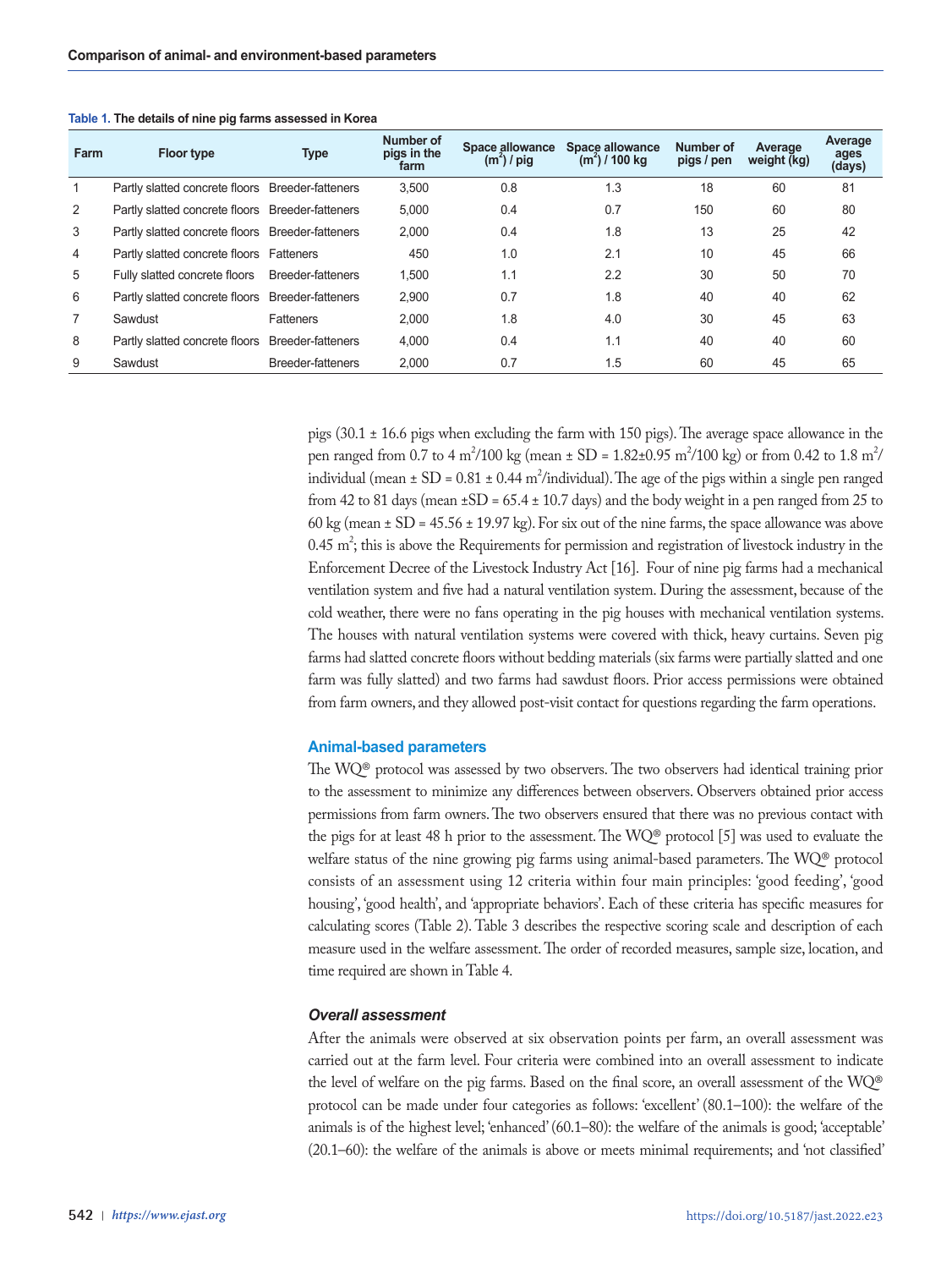**Table 1. The details of nine pig farms assessed in Korea**

| Farm | Floor type | Type | Number of pigs in the farm | Space allowance ($m^2$) / pig | Space allowance ($m^2$) / 100 kg | Number of pigs / pen | Average weight (kg) | Average ages (days) |
|---|---|---|---|---|---|---|---|---|
| 1 | Partly slatted concrete floors | Breeder-fatteners | 3,500 | 0.8 | 1.3 | 18 | 60 | 81 |
| 2 | Partly slatted concrete floors | Breeder-fatteners | 5,000 | 0.4 | 0.7 | 150 | 60 | 80 |
| 3 | Partly slatted concrete floors | Breeder-fatteners | 2,000 | 0.4 | 1.8 | 13 | 25 | 42 |
| 4 | Partly slatted concrete floors | Fatteners | 450 | 1.0 | 2.1 | 10 | 45 | 66 |
| 5 | Fully slatted concrete floors | Breeder-fatteners | 1,500 | 1.1 | 2.2 | 30 | 50 | 70 |
| 6 | Partly slatted concrete floors | Breeder-fatteners | 2,900 | 0.7 | 1.8 | 40 | 40 | 62 |
| 7 | Sawdust | Fatteners | 2,000 | 1.8 | 4.0 | 30 | 45 | 63 |
| 8 | Partly slatted concrete floors | Breeder-fatteners | 4,000 | 0.4 | 1.1 | 40 | 40 | 60 |
| 9 | Sawdust | Breeder-fatteners | 2,000 | 0.7 | 1.5 | 60 | 45 | 65 |

pigs (30.1 ± 16.6 pigs when excluding the farm with 150 pigs). The average space allowance in the pen ranged from 0.7 to 4 $m^2$/100 kg (mean ± SD = 1.82±0.95 $m^2$/100 kg) or from 0.42 to 1.8 $m^2$/individual (mean ± SD = 0.81 ± 0.44 $m^2$/individual). The age of the pigs within a single pen ranged from 42 to 81 days (mean ±SD = 65.4 ± 10.7 days) and the body weight in a pen ranged from 25 to 60 kg (mean ± SD = 45.56 ± 19.97 kg). For six out of the nine farms, the space allowance was above 0.45 $m^2$; this is above the Requirements for permission and registration of livestock industry in the Enforcement Decree of the Livestock Industry Act [16]. Four of nine pig farms had a mechanical ventilation system and five had a natural ventilation system. During the assessment, because of the cold weather, there were no fans operating in the pig houses with mechanical ventilation systems. The houses with natural ventilation systems were covered with thick, heavy curtains. Seven pig farms had slatted concrete floors without bedding materials (six farms were partially slatted and one farm was fully slatted) and two farms had sawdust floors. Prior access permissions were obtained from farm owners, and they allowed post-visit contact for questions regarding the farm operations.

### Animal-based parameters

The WQ® protocol was assessed by two observers. The two observers had identical training prior to the assessment to minimize any differences between observers. Observers obtained prior access permissions from farm owners. The two observers ensured that there was no previous contact with the pigs for at least 48 h prior to the assessment. The WQ® protocol [5] was used to evaluate the welfare status of the nine growing pig farms using animal-based parameters. The WQ® protocol consists of an assessment using 12 criteria within four main principles: 'good feeding', 'good housing', 'good health', and 'appropriate behaviors'. Each of these criteria has specific measures for calculating scores (Table 2). Table 3 describes the respective scoring scale and description of each measure used in the welfare assessment. The order of recorded measures, sample size, location, and time required are shown in Table 4.

#### *Overall assessment*

After the animals were observed at six observation points per farm, an overall assessment was carried out at the farm level. Four criteria were combined into an overall assessment to indicate the level of welfare on the pig farms. Based on the final score, an overall assessment of the WQ® protocol can be made under four categories as follows: 'excellent' (80.1–100): the welfare of the animals is of the highest level; 'enhanced' (60.1–80): the welfare of the animals is good; 'acceptable' (20.1–60): the welfare of the animals is above or meets minimal requirements; and 'not classified'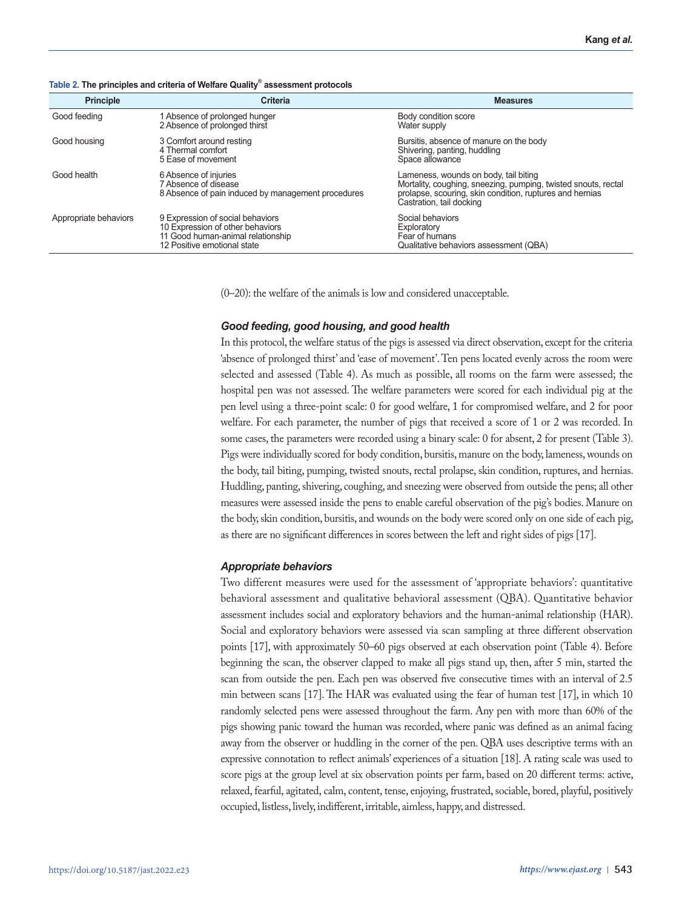**Table 2. The principles and criteria of Welfare Quality® assessment protocols**

| Principle | Criteria | Measures |
|---|---|---|
| Good feeding | 1 Absence of prolonged hunger<br>2 Absence of prolonged thirst | Body condition score<br>Water supply |
| Good housing | 3 Comfort around resting<br>4 Thermal comfort<br>5 Ease of movement | Bursitis, absence of manure on the body<br>Shivering, panting, huddling<br>Space allowance |
| Good health | 6 Absence of injuries<br>7 Absence of disease<br>8 Absence of pain induced by management procedures | Lameness, wounds on body, tail biting<br>Mortality, coughing, sneezing, pumping, twisted snouts, rectal prolapse, scouring, skin condition, ruptures and hernias<br>Castration, tail docking |
| Appropriate behaviors | 9 Expression of social behaviors<br>10 Expression of other behaviors<br>11 Good human-animal relationship<br>12 Positive emotional state | Social behaviors<br>Exploratory<br>Fear of humans<br>Qualitative behaviors assessment (QBA) |

(0–20): the welfare of the animals is low and considered unacceptable.

### *Good feeding, good housing, and good health*

In this protocol, the welfare status of the pigs is assessed via direct observation, except for the criteria 'absence of prolonged thirst' and 'ease of movement'. Ten pens located evenly across the room were selected and assessed (Table 4). As much as possible, all rooms on the farm were assessed; the hospital pen was not assessed. The welfare parameters were scored for each individual pig at the pen level using a three-point scale: 0 for good welfare, 1 for compromised welfare, and 2 for poor welfare. For each parameter, the number of pigs that received a score of 1 or 2 was recorded. In some cases, the parameters were recorded using a binary scale: 0 for absent, 2 for present (Table 3). Pigs were individually scored for body condition, bursitis, manure on the body, lameness, wounds on the body, tail biting, pumping, twisted snouts, rectal prolapse, skin condition, ruptures, and hernias. Huddling, panting, shivering, coughing, and sneezing were observed from outside the pens; all other measures were assessed inside the pens to enable careful observation of the pig's bodies. Manure on the body, skin condition, bursitis, and wounds on the body were scored only on one side of each pig, as there are no significant differences in scores between the left and right sides of pigs [17].

### *Appropriate behaviors*

Two different measures were used for the assessment of 'appropriate behaviors': quantitative behavioral assessment and qualitative behavioral assessment (QBA). Quantitative behavior assessment includes social and exploratory behaviors and the human-animal relationship (HAR). Social and exploratory behaviors were assessed via scan sampling at three different observation points [17], with approximately 50–60 pigs observed at each observation point (Table 4). Before beginning the scan, the observer clapped to make all pigs stand up, then, after 5 min, started the scan from outside the pen. Each pen was observed five consecutive times with an interval of 2.5 min between scans [17]. The HAR was evaluated using the fear of human test [17], in which 10 randomly selected pens were assessed throughout the farm. Any pen with more than 60% of the pigs showing panic toward the human was recorded, where panic was defined as an animal facing away from the observer or huddling in the corner of the pen. QBA uses descriptive terms with an expressive connotation to reflect animals' experiences of a situation [18]. A rating scale was used to score pigs at the group level at six observation points per farm, based on 20 different terms: active, relaxed, fearful, agitated, calm, content, tense, enjoying, frustrated, sociable, bored, playful, positively occupied, listless, lively, indifferent, irritable, aimless, happy, and distressed.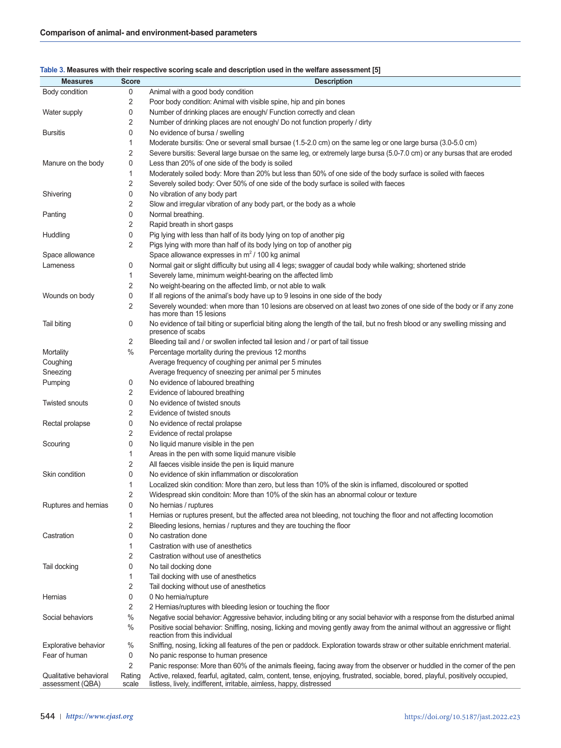**Table 3. Measures with their respective scoring scale and description used in the welfare assessment [5]**

| Measures | Score | Description |
|---|---|---|
| Body condition | 0 | Animal with a good body condition |
| | 2 | Poor body condition: Animal with visible spine, hip and pin bones |
| Water supply | 0 | Number of drinking places are enough/ Function correctly and clean |
| | 2 | Number of drinking places are not enough/ Do not function properly / dirty |
| Bursitis | 0 | No evidence of bursa / swelling |
| | 1 | Moderate bursitis: One or several small bursae (1.5-2.0 cm) on the same leg or one large bursa (3.0-5.0 cm) |
| | 2 | Severe bursitis: Several large bursae on the same leg, or extremely large bursa (5.0-7.0 cm) or any bursas that are eroded |
| Manure on the body | 0 | Less than 20% of one side of the body is soiled |
| | 1 | Moderately soiled body: More than 20% but less than 50% of one side of the body surface is soiled with faeces |
| | 2 | Severely soiled body: Over 50% of one side of the body surface is soiled with faeces |
| Shivering | 0 | No vibration of any body part |
| | 2 | Slow and irregular vibration of any body part, or the body as a whole |
| Panting | 0 | Normal breathing. |
| | 2 | Rapid breath in short gasps |
| Huddling | 0 | Pig lying with less than half of its body lying on top of another pig |
| | 2 | Pigs lying with more than half of its body lying on top of another pig |
| Space allowance | | Space allowance expresses in $m^2$ / 100 kg animal |
| Lameness | 0 | Normal gait or slight difficulty but using all 4 legs; swagger of caudal body while walking; shortened stride |
| | 1 | Severely lame, minimum weight-bearing on the affected limb |
| | 2 | No weight-bearing on the affected limb, or not able to walk |
| Wounds on body | 0 | If all regions of the animal's body have up to 9 lesoins in one side of the body |
| | 2 | Severely wounded: when more than 10 lesions are observed on at least two zones of one side of the body or if any zone has more than 15 lesions |
| Tail biting | 0 | No evidence of tail biting or superficial biting along the length of the tail, but no fresh blood or any swelling missing and presence of scabs |
| | 2 | Bleeding tail and / or swollen infected tail lesion and / or part of tail tissue |
| Mortality | % | Percentage mortality during the previous 12 months |
| Coughing | | Average frequency of coughing per animal per 5 minutes |
| Sneezing | | Average frequency of sneezing per animal per 5 minutes |
| Pumping | 0 | No evidence of laboured breathing |
| | 2 | Evidence of laboured breathing |
| Twisted snouts | 0 | No evidence of twisted snouts |
| | 2 | Evidence of twisted snouts |
| Rectal prolapse | 0 | No evidence of rectal prolapse |
| | 2 | Evidence of rectal prolapse |
| Scouring | 0 | No liquid manure visible in the pen |
| | 1 | Areas in the pen with some liquid manure visible |
| | 2 | All faeces visible inside the pen is liquid manure |
| Skin condition | 0 | No evidence of skin inflammation or discoloration |
| | 1 | Localized skin condition: More than zero, but less than 10% of the skin is inflamed, discoloured or spotted |
| | 2 | Widespread skin conditoin: More than 10% of the skin has an abnormal colour or texture |
| Ruptures and hernias | 0 | No hernias / ruptures |
| | 1 | Hernias or ruptures present, but the affected area not bleeding, not touching the floor and not affecting locomotion |
| | 2 | Bleeding lesions, hernias / ruptures and they are touching the floor |
| Castration | 0 | No castration done |
| | 1 | Castration with use of anesthetics |
| | 2 | Castration without use of anesthetics |
| Tail docking | 0 | No tail docking done |
| | 1 | Tail docking with use of anesthetics |
| | 2 | Tail docking without use of anesthetics |
| Hernias | 0 | 0 No hernia/rupture |
| | 2 | 2 Hernias/ruptures with bleeding lesion or touching the floor |
| Social behaviors | % | Negative social behavior: Aggressive behavior, including biting or any social behavior with a response from the disturbed animal |
| | % | Positive social behavior: Sniffing, nosing, licking and moving gently away from the animal without an aggressive or flight reaction from this individual |
| Explorative behavior | % | Sniffing, nosing, licking all features of the pen or paddock. Exploration towards straw or other suitable enrichment material. |
| Fear of human | 0 | No panic response to human presence |
| | 2 | Panic response: More than 60% of the animals fleeing, facing away from the observer or huddled in the corner of the pen |
| Qualitative behavioral assessment (QBA) | Rating scale | Active, relaxed, fearful, agitated, calm, content, tense, enjoying, frustrated, sociable, bored, playful, positively occupied, listless, lively, indifferent, irritable, aimless, happy, distressed |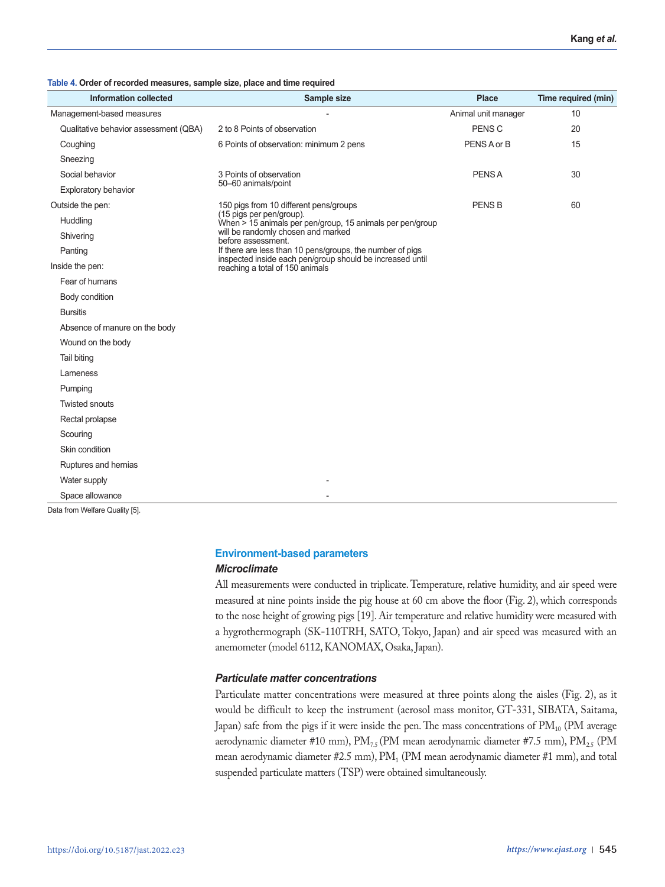**Table 4. Order of recorded measures, sample size, place and time required**

| Information collected | Sample size | Place | Time required (min) |
|---|---|---|---|
| Management-based measures | - | Animal unit manager | 10 |
| Qualitative behavior assessment (QBA) | 2 to 8 Points of observation | PENS C | 20 |
| Coughing | 6 Points of observation: minimum 2 pens | PENS A or B | 15 |
| Sneezing | | | |
| Social behavior | 3 Points of observation 50–60 animals/point | PENS A | 30 |
| Exploratory behavior | | | |
| Outside the pen: | 150 pigs from 10 different pens/groups (15 pigs per pen/group). When > 15 animals per pen/group, 15 animals per pen/group will be randomly chosen and marked before assessment. If there are less than 10 pens/groups, the number of pigs inspected inside each pen/group should be increased until reaching a total of 150 animals | PENS B | 60 |
| Huddling | | | |
| Shivering | | | |
| Panting | | | |
| Inside the pen: | | | |
| Fear of humans | | | |
| Body condition | | | |
| Bursitis | | | |
| Absence of manure on the body | | | |
| Wound on the body | | | |
| Tail biting | | | |
| Lameness | | | |
| Pumping | | | |
| Twisted snouts | | | |
| Rectal prolapse | | | |
| Scouring | | | |
| Skin condition | | | |
| Ruptures and hernias | | | |
| Water supply | - | | |
| Space allowance | - | | |

Data from Welfare Quality [5].

## Environment-based parameters

### *Microclimate*

All measurements were conducted in triplicate. Temperature, relative humidity, and air speed were measured at nine points inside the pig house at 60 cm above the floor (Fig. 2), which corresponds to the nose height of growing pigs [19]. Air temperature and relative humidity were measured with a hygrothermograph (SK-110TRH, SATO, Tokyo, Japan) and air speed was measured with an anemometer (model 6112, KANOMAX, Osaka, Japan).

### *Particulate matter concentrations*

Particulate matter concentrations were measured at three points along the aisles (Fig. 2), as it would be difficult to keep the instrument (aerosol mass monitor, GT-331, SIBATA, Saitama, Japan) safe from the pigs if it were inside the pen. The mass concentrations of $PM_{10}$ (PM average aerodynamic diameter #10 mm), $PM_{7.5}$ (PM mean aerodynamic diameter #7.5 mm), $PM_{2.5}$ (PM mean aerodynamic diameter #2.5 mm), $PM_1$ (PM mean aerodynamic diameter #1 mm), and total suspended particulate matters (TSP) were obtained simultaneously.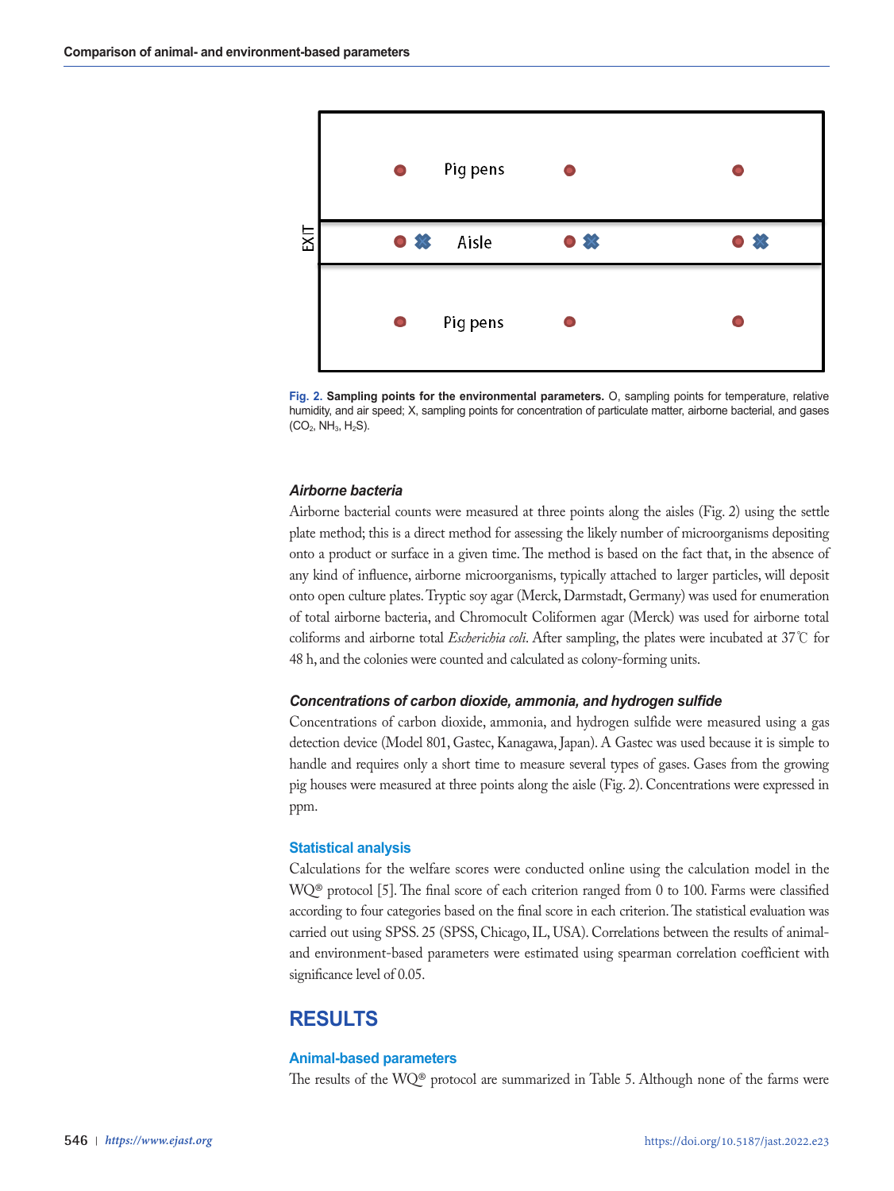Fig. 2. **Sampling points for the environmental parameters.** O, sampling points for temperature, relative humidity, and air speed; X, sampling points for concentration of particulate matter, airborne bacterial, and gases ($CO_2$, $NH_3$, $H_2S$).

### *Airborne bacteria*

Airborne bacterial counts were measured at three points along the aisles (Fig. 2) using the settle plate method; this is a direct method for assessing the likely number of microorganisms depositing onto a product or surface in a given time. The method is based on the fact that, in the absence of any kind of influence, airborne microorganisms, typically attached to larger particles, will deposit onto open culture plates. Tryptic soy agar (Merck, Darmstadt, Germany) was used for enumeration of total airborne bacteria, and Chromocult Coliformen agar (Merck) was used for airborne total coliforms and airborne total *Escherichia coli*. After sampling, the plates were incubated at 37℃ for 48 h, and the colonies were counted and calculated as colony-forming units.

### *Concentrations of carbon dioxide, ammonia, and hydrogen sulfide*

Concentrations of carbon dioxide, ammonia, and hydrogen sulfide were measured using a gas detection device (Model 801, Gastec, Kanagawa, Japan). A Gastec was used because it is simple to handle and requires only a short time to measure several types of gases. Gases from the growing pig houses were measured at three points along the aisle (Fig. 2). Concentrations were expressed in ppm.

### Statistical analysis

Calculations for the welfare scores were conducted online using the calculation model in the WQ® protocol [5]. The final score of each criterion ranged from 0 to 100. Farms were classified according to four categories based on the final score in each criterion. The statistical evaluation was carried out using SPSS. 25 (SPSS, Chicago, IL, USA). Correlations between the results of animal- and environment-based parameters were estimated using spearman correlation coefficient with significance level of 0.05.

## RESULTS

### Animal-based parameters

The results of the WQ® protocol are summarized in Table 5. Although none of the farms were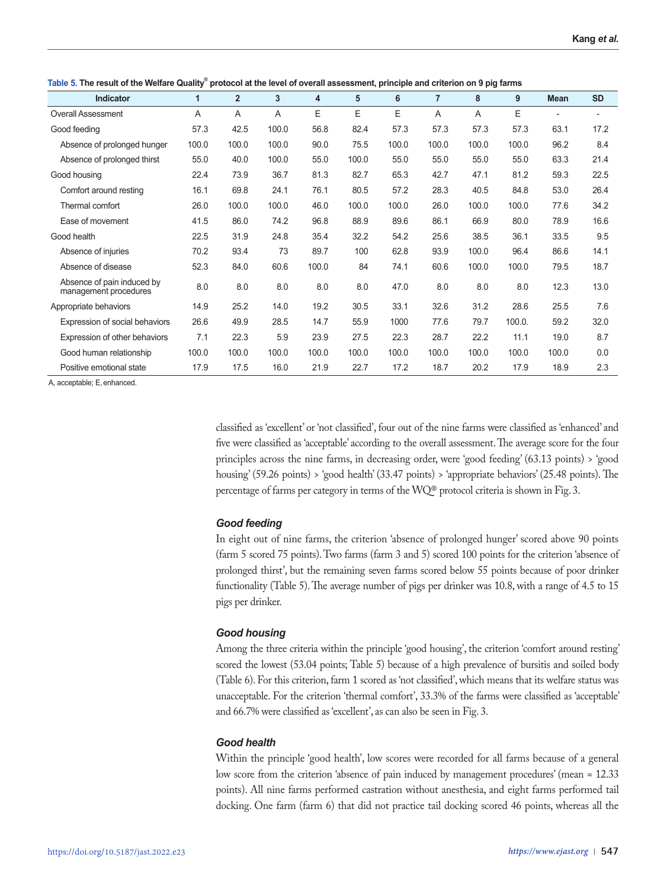**Table 5. The result of the Welfare Quality® protocol at the level of overall assessment, principle and criterion on 9 pig farms**

| Indicator | 1 | 2 | 3 | 4 | 5 | 6 | 7 | 8 | 9 | Mean | SD |
|---|---|---|---|---|---|---|---|---|---|---|---|
| Overall Assessment | A | A | A | E | E | E | A | A | E | - | - |
| Good feeding | 57.3 | 42.5 | 100.0 | 56.8 | 82.4 | 57.3 | 57.3 | 57.3 | 57.3 | 63.1 | 17.2 |
| Absence of prolonged hunger | 100.0 | 100.0 | 100.0 | 90.0 | 75.5 | 100.0 | 100.0 | 100.0 | 100.0 | 96.2 | 8.4 |
| Absence of prolonged thirst | 55.0 | 40.0 | 100.0 | 55.0 | 100.0 | 55.0 | 55.0 | 55.0 | 55.0 | 63.3 | 21.4 |
| Good housing | 22.4 | 73.9 | 36.7 | 81.3 | 82.7 | 65.3 | 42.7 | 47.1 | 81.2 | 59.3 | 22.5 |
| Comfort around resting | 16.1 | 69.8 | 24.1 | 76.1 | 80.5 | 57.2 | 28.3 | 40.5 | 84.8 | 53.0 | 26.4 |
| Thermal comfort | 26.0 | 100.0 | 100.0 | 46.0 | 100.0 | 100.0 | 26.0 | 100.0 | 100.0 | 77.6 | 34.2 |
| Ease of movement | 41.5 | 86.0 | 74.2 | 96.8 | 88.9 | 89.6 | 86.1 | 66.9 | 80.0 | 78.9 | 16.6 |
| Good health | 22.5 | 31.9 | 24.8 | 35.4 | 32.2 | 54.2 | 25.6 | 38.5 | 36.1 | 33.5 | 9.5 |
| Absence of injuries | 70.2 | 93.4 | 73 | 89.7 | 100 | 62.8 | 93.9 | 100.0 | 96.4 | 86.6 | 14.1 |
| Absence of disease | 52.3 | 84.0 | 60.6 | 100.0 | 84 | 74.1 | 60.6 | 100.0 | 100.0 | 79.5 | 18.7 |
| Absence of pain induced by management procedures | 8.0 | 8.0 | 8.0 | 8.0 | 8.0 | 47.0 | 8.0 | 8.0 | 8.0 | 12.3 | 13.0 |
| Appropriate behaviors | 14.9 | 25.2 | 14.0 | 19.2 | 30.5 | 33.1 | 32.6 | 31.2 | 28.6 | 25.5 | 7.6 |
| Expression of social behaviors | 26.6 | 49.9 | 28.5 | 14.7 | 55.9 | 1000 | 77.6 | 79.7 | 100.0. | 59.2 | 32.0 |
| Expression of other behaviors | 7.1 | 22.3 | 5.9 | 23.9 | 27.5 | 22.3 | 28.7 | 22.2 | 11.1 | 19.0 | 8.7 |
| Good human relationship | 100.0 | 100.0 | 100.0 | 100.0 | 100.0 | 100.0 | 100.0 | 100.0 | 100.0 | 100.0 | 0.0 |
| Positive emotional state | 17.9 | 17.5 | 16.0 | 21.9 | 22.7 | 17.2 | 18.7 | 20.2 | 17.9 | 18.9 | 2.3 |

A, acceptable; E, enhanced.

classified as 'excellent' or 'not classified', four out of the nine farms were classified as 'enhanced' and five were classified as 'acceptable' according to the overall assessment. The average score for the four principles across the nine farms, in decreasing order, were 'good feeding' (63.13 points) > 'good housing' (59.26 points) > 'good health' (33.47 points) > 'appropriate behaviors' (25.48 points). The percentage of farms per category in terms of the WQ® protocol criteria is shown in Fig. 3.

### *Good feeding*

In eight out of nine farms, the criterion 'absence of prolonged hunger' scored above 90 points (farm 5 scored 75 points). Two farms (farm 3 and 5) scored 100 points for the criterion 'absence of prolonged thirst', but the remaining seven farms scored below 55 points because of poor drinker functionality (Table 5). The average number of pigs per drinker was 10.8, with a range of 4.5 to 15 pigs per drinker.

### *Good housing*

Among the three criteria within the principle 'good housing', the criterion 'comfort around resting' scored the lowest (53.04 points; Table 5) because of a high prevalence of bursitis and soiled body (Table 6). For this criterion, farm 1 scored as 'not classified', which means that its welfare status was unacceptable. For the criterion 'thermal comfort', 33.3% of the farms were classified as 'acceptable' and 66.7% were classified as 'excellent', as can also be seen in Fig. 3.

### *Good health*

Within the principle 'good health', low scores were recorded for all farms because of a general low score from the criterion 'absence of pain induced by management procedures' (mean = 12.33 points). All nine farms performed castration without anesthesia, and eight farms performed tail docking. One farm (farm 6) that did not practice tail docking scored 46 points, whereas all the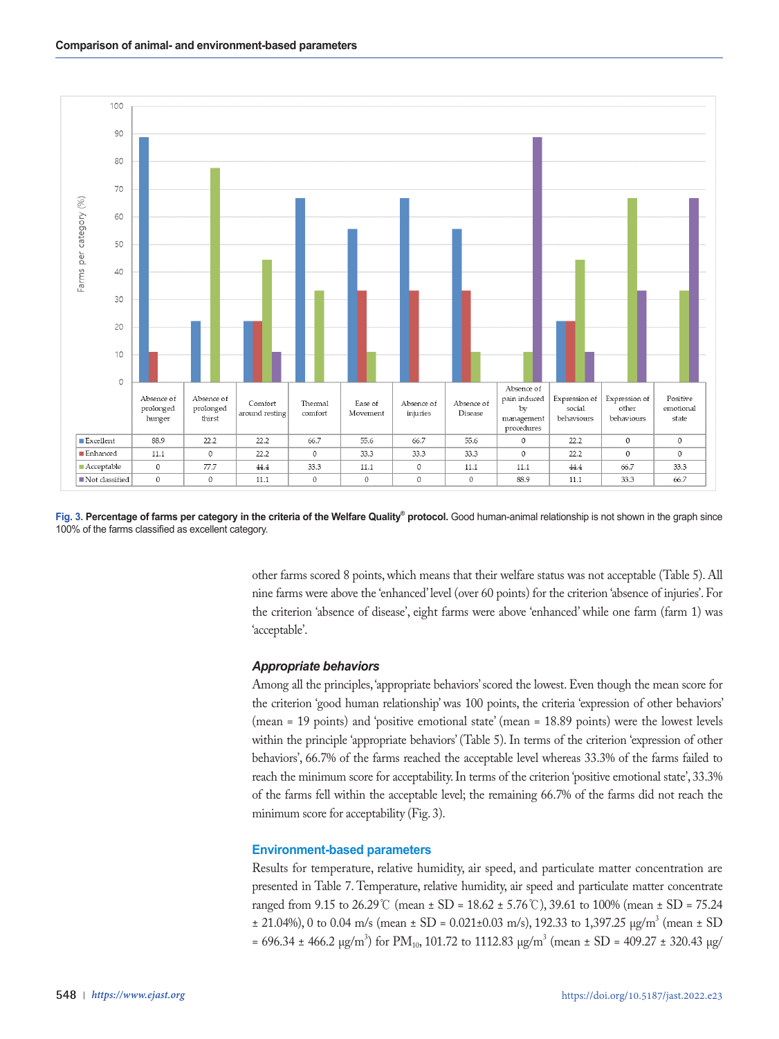| | Absence of prolonged hunger | Absence of prolonged thirst | Comfort around resting | Thermal comfort | Ease of Movement | Absence of injuries | Absence of Disease | Absence of pain induced by management procedures | Expression of social behaviours | Expression of other behaviours | Positive emotional state |
|---|---|---|---|---|---|---|---|---|---|---|---|
| Excellent | 88.9 | 22.2 | 22.2 | 66.7 | 55.6 | 66.7 | 55.6 | 0 | 22.2 | 0 | 0 |
| Enhanced | 11.1 | 0 | 22.2 | 0 | 33.3 | 33.3 | 33.3 | 0 | 22.2 | 0 | 0 |
| Acceptable | 0 | 77.7 | 44.4 | 33.3 | 11.1 | 0 | 11.1 | 11.1 | 44.4 | 66.7 | 33.3 |
| Not classified | 0 | 0 | 11.1 | 0 | 0 | 0 | 0 | 88.9 | 11.1 | 33.3 | 66.7 |

**Fig. 3. Percentage of farms per category in the criteria of the Welfare Quality® protocol.** Good human-animal relationship is not shown in the graph since 100% of the farms classified as excellent category.

other farms scored 8 points, which means that their welfare status was not acceptable (Table 5). All nine farms were above the 'enhanced' level (over 60 points) for the criterion 'absence of injuries'. For the criterion 'absence of disease', eight farms were above 'enhanced' while one farm (farm 1) was 'acceptable'.

### *Appropriate behaviors*

Among all the principles, 'appropriate behaviors' scored the lowest. Even though the mean score for the criterion 'good human relationship' was 100 points, the criteria 'expression of other behaviors' (mean = 19 points) and 'positive emotional state' (mean = 18.89 points) were the lowest levels within the principle 'appropriate behaviors' (Table 5). In terms of the criterion 'expression of other behaviors', 66.7% of the farms reached the acceptable level whereas 33.3% of the farms failed to reach the minimum score for acceptability. In terms of the criterion 'positive emotional state', 33.3% of the farms fell within the acceptable level; the remaining 66.7% of the farms did not reach the minimum score for acceptability (Fig. 3).

## Environment-based parameters

Results for temperature, relative humidity, air speed, and particulate matter concentration are presented in Table 7. Temperature, relative humidity, air speed and particulate matter concentrate ranged from 9.15 to 26.29℃ (mean ± SD = 18.62 ± 5.76℃), 39.61 to 100% (mean ± SD = 75.24 ± 21.04%), 0 to 0.04 m/s (mean ± SD = 0.021±0.03 m/s), 192.33 to 1,397.25 μg/m$^3$ (mean ± SD = 696.34 ± 466.2 μg/m$^3$) for $PM_{10}$, 101.72 to 1112.83 μg/m$^3$ (mean ± SD = 409.27 ± 320.43 μg/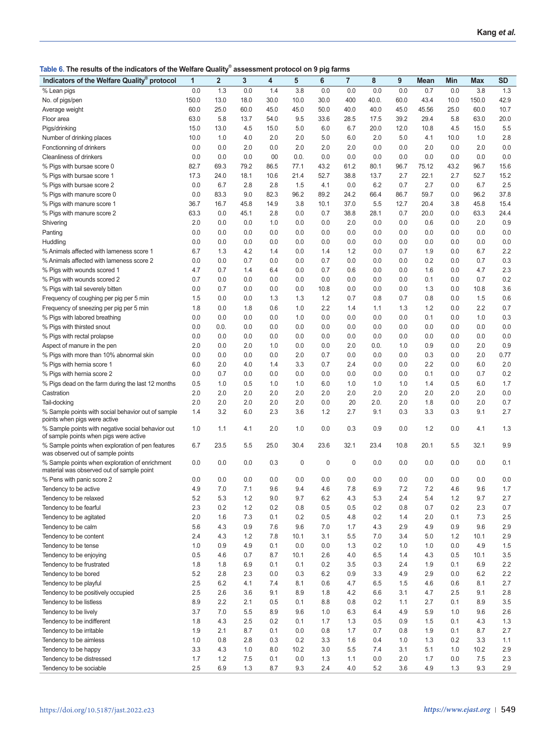**Table 6. The results of the indicators of the Welfare Quality® assessment protocol on 9 pig farms**

| Indicators of the Welfare Quality® protocol | 1 | 2 | 3 | 4 | 5 | 6 | 7 | 8 | 9 | Mean | Min | Max | SD |
|---|---|---|---|---|---|---|---|---|---|---|---|---|---|
| % Lean pigs | 0.0 | 1.3 | 0.0 | 1.4 | 3.8 | 0.0 | 0.0 | 0.0 | 0.0 | 0.7 | 0.0 | 3.8 | 1.3 |
| No. of pigs/pen | 150.0 | 13.0 | 18.0 | 30.0 | 10.0 | 30.0 | 400 | 40.0. | 60.0 | 43.4 | 10.0 | 150.0 | 42.9 |
| Average weight | 60.0 | 25.0 | 60.0 | 45.0 | 45.0 | 50.0 | 40.0 | 40.0 | 45.0 | 45.56 | 25.0 | 60.0 | 10.7 |
| Floor area | 63.0 | 5.8 | 13.7 | 54.0 | 9.5 | 33.6 | 28.5 | 17.5 | 39.2 | 29.4 | 5.8 | 63.0 | 20.0 |
| Pigs/drinking | 15.0 | 13.0 | 4.5 | 15.0 | 5.0 | 6.0 | 6.7 | 20.0 | 12.0 | 10.8 | 4.5 | 15.0 | 5.5 |
| Number of drinking places | 10.0 | 1.0 | 4.0 | 2.0 | 2.0 | 5.0 | 6.0 | 2.0 | 5.0 | 4.1 | 10.0 | 1.0 | 2.8 |
| Fonctionning of drinkers | 0.0 | 0.0 | 2.0 | 0.0 | 2.0 | 2.0 | 2.0 | 0.0 | 0.0 | 2.0 | 0.0 | 2.0 | 0.0 |
| Cleanliness of drinkers | 0.0 | 0.0 | 0.0 | 00 | 0.0. | 0.0 | 0.0 | 0.0 | 0.0 | 0.0 | 0.0 | 0.0 | 0.0 |
| % Pigs with bursae score 0 | 82.7 | 69.3 | 79.2 | 86.5 | 77.1 | 43.2 | 61.2 | 80.1 | 96.7 | 75.12 | 43.2 | 96.7 | 15.6 |
| % Pigs with bursae score 1 | 17.3 | 24.0 | 18.1 | 10.6 | 21.4 | 52.7 | 38.8 | 13.7 | 2.7 | 22.1 | 2.7 | 52.7 | 15.2 |
| % Pigs with bursae score 2 | 0.0 | 6.7 | 2.8 | 1.5 | 4.1 | 0.0 | 0.0 | 6.2 | 0.7 | 2.7 | 0.0 | 6.7 | 2.5 |
| % Pigs with manure score 0 | 0.0 | 83.3 | 9.0 | 82.3 | 96.2 | 89.2 | 24.2 | 66.4 | 86.7 | 59.7 | 0.0 | 96.2 | 37.8 |
| % Pigs with manure score 1 | 36.7 | 16.7 | 45.8 | 14.9 | 3.8 | 10.1 | 37.0 | 5.5 | 12.7 | 20.4 | 3.8 | 45.8 | 15.4 |
| % Pigs with manure score 2 | 63.3 | 0.0 | 45.1 | 2.8 | 0.0 | 0.7 | 38.8 | 28.1 | 0.7 | 20.0 | 0.0 | 63.3 | 24.4 |
| Shivering | 2.0 | 0.0 | 0.0 | 1.0 | 0.0 | 0.0 | 2.0 | 0.0 | 0.0 | 0.6 | 0.0 | 2.0 | 0.9 |
| Panting | 0.0 | 0.0 | 0.0 | 0.0 | 0.0 | 0.0 | 0.0 | 0.0 | 0.0 | 0.0 | 0.0 | 0.0 | 0.0 |
| Huddling | 0.0 | 0.0 | 0.0 | 0.0 | 0.0 | 0.0 | 0.0 | 0.0 | 0.0 | 0.0 | 0.0 | 0.0 | 0.0 |
| % Animals affected with lameness score 1 | 6.7 | 1.3 | 4.2 | 1.4 | 0.0 | 1.4 | 1.2 | 0.0 | 0.7 | 1.9 | 0.0 | 6.7 | 2.2 |
| % Animals affected with lameness score 2 | 0.0 | 0.0 | 0.7 | 0.0 | 0.0 | 0.7 | 0.0 | 0.0 | 0.0 | 0.2 | 0.0 | 0.7 | 0.3 |
| % Pigs with wounds scored 1 | 4.7 | 0.7 | 1.4 | 6.4 | 0.0 | 0.7 | 0.6 | 0.0 | 0.0 | 1.6 | 0.0 | 4.7 | 2.3 |
| % Pigs with wounds scored 2 | 0.7 | 0.0 | 0.0 | 0.0 | 0.0 | 0.0 | 0.0 | 0.0 | 0.0 | 0.1 | 0.0 | 0.7 | 0.2 |
| % Pigs with tail severely bitten | 0.0 | 0.7 | 0.0 | 0.0 | 0.0 | 10.8 | 0.0 | 0.0 | 0.0 | 1.3 | 0.0 | 10.8 | 3.6 |
| Frequency of coughing per pig per 5 min | 1.5 | 0.0 | 0.0 | 1.3 | 1.3 | 1.2 | 0.7 | 0.8 | 0.7 | 0.8 | 0.0 | 1.5 | 0.6 |
| Frequency of sneezing per pig per 5 min | 1.8 | 0.0 | 1.8 | 0.6 | 1.0 | 2.2 | 1.4 | 1.1 | 1.3 | 1.2 | 0.0 | 2.2 | 0.7 |
| % Pigs with labored breathing | 0.0 | 0.0 | 0.0 | 0.0 | 1.0 | 0.0 | 0.0 | 0.0 | 0.0 | 0.1 | 0.0 | 1.0 | 0.3 |
| % Pigs with thirsted snout | 0.0 | 0.0. | 0.0 | 0.0 | 0.0 | 0.0 | 0.0 | 0.0 | 0.0 | 0.0 | 0.0 | 0.0 | 0.0 |
| % Pigs with rectal prolapse | 0.0 | 0.0 | 0.0 | 0.0 | 0.0 | 0.0 | 0.0 | 0.0 | 0.0 | 0.0 | 0.0 | 0.0 | 0.0 |
| Aspect of manure in the pen | 2.0 | 0.0 | 2.0 | 1.0 | 0.0 | 0.0 | 2.0 | 0.0. | 1.0 | 0.9 | 0.0 | 2.0 | 0.9 |
| % Pigs with more than 10% abnormal skin | 0.0 | 0.0 | 0.0 | 0.0 | 2.0 | 0.7 | 0.0 | 0.0 | 0.0 | 0.3 | 0.0 | 2.0 | 0.77 |
| % Pigs with hernia score 1 | 6.0 | 2.0 | 4.0 | 1.4 | 3.3 | 0.7 | 2.4 | 0.0 | 0.0 | 2.2 | 0.0 | 6.0 | 2.0 |
| % Pigs with hernia score 2 | 0.0 | 0.7 | 0.0 | 0.0 | 0.0 | 0.0 | 0.0 | 0.0 | 0.0 | 0.1 | 0.0 | 0.7 | 0.2 |
| % Pigs dead on the farm during the last 12 months | 0.5 | 1.0 | 0.5 | 1.0 | 1.0 | 6.0 | 1.0 | 1.0 | 1.0 | 1.4 | 0.5 | 6.0 | 1.7 |
| Castration | 2.0 | 2.0 | 2.0 | 2.0 | 2.0 | 2.0 | 2.0 | 2.0 | 2.0 | 2.0 | 2.0 | 2.0 | 0.0 |
| Tail-docking | 2.0 | 2.0 | 2.0 | 2.0 | 2.0 | 0.0 | 20 | 2.0. | 2.0 | 1.8 | 0.0 | 2.0 | 0.7 |
| % Sample points with social behavior out of sample points when pigs were active | 1.4 | 3.2 | 6.0 | 2.3 | 3.6 | 1.2 | 2.7 | 9.1 | 0.3 | 3.3 | 0.3 | 9.1 | 2.7 |
| % Sample points with negative social behavior out of sample points when pigs were active | 1.0 | 1.1 | 4.1 | 2.0 | 1.0 | 0.0 | 0.3 | 0.9 | 0.0 | 1.2 | 0.0 | 4.1 | 1.3 |
| % Sample points when exploration of pen features was observed out of sample points | 6.7 | 23.5 | 5.5 | 25.0 | 30.4 | 23.6 | 32.1 | 23.4 | 10.8 | 20.1 | 5.5 | 32.1 | 9.9 |
| % Sample points when exploration of enrichment material was observed out of sample point | 0.0 | 0.0 | 0.0 | 0.3 | 0 | 0 | 0 | 0.0 | 0.0 | 0.0 | 0.0 | 0.0 | 0.1 |
| % Pens with panic score 2 | 0.0 | 0.0 | 0.0 | 0.0 | 0.0 | 0.0 | 0.0 | 0.0 | 0.0 | 0.0 | 0.0 | 0.0 | 0.0 |
| Tendency to be active | 4.9 | 7.0 | 7.1 | 9.6 | 9.4 | 4.6 | 7.8 | 6.9 | 7.2 | 7.2 | 4.6 | 9.6 | 1.7 |
| Tendency to be relaxed | 5.2 | 5.3 | 1.2 | 9.0 | 9.7 | 6.2 | 4.3 | 5.3 | 2.4 | 5.4 | 1.2 | 9.7 | 2.7 |
| Tendency to be fearful | 2.3 | 0.2 | 1.2 | 0.2 | 0.8 | 0.5 | 0.5 | 0.2 | 0.8 | 0.7 | 0.2 | 2.3 | 0.7 |
| Tendency to be agitated | 2.0 | 1.6 | 7.3 | 0.1 | 0.2 | 0.5 | 4.8 | 0.2 | 1.4 | 2.0 | 0.1 | 7.3 | 2.5 |
| Tendency to be calm | 5.6 | 4.3 | 0.9 | 7.6 | 9.6 | 7.0 | 1.7 | 4.3 | 2.9 | 4.9 | 0.9 | 9.6 | 2.9 |
| Tendency to be content | 2.4 | 4.3 | 1.2 | 7.8 | 10.1 | 3.1 | 5.5 | 7.0 | 3.4 | 5.0 | 1.2 | 10.1 | 2.9 |
| Tendency to be tense | 1.0 | 0.9 | 4.9 | 0.1 | 0.0 | 0.0 | 1.3 | 0.2 | 1.0 | 1.0 | 0.0 | 4.9 | 1.5 |
| Tendency to be enjoying | 0.5 | 4.6 | 0.7 | 8.7 | 10.1 | 2.6 | 4.0 | 6.5 | 1.4 | 4.3 | 0.5 | 10.1 | 3.5 |
| Tendency to be frustrated | 1.8 | 1.8 | 6.9 | 0.1 | 0.1 | 0.2 | 3.5 | 0.3 | 2.4 | 1.9 | 0.1 | 6.9 | 2.2 |
| Tendency to be bored | 5.2 | 2.8 | 2.3 | 0.0 | 0.3 | 6.2 | 0.9 | 3.3 | 4.9 | 2.9 | 0.0 | 6.2 | 2.2 |
| Tendency to be playful | 2.5 | 6.2 | 4.1 | 7.4 | 8.1 | 0.6 | 4.7 | 6.5 | 1.5 | 4.6 | 0.6 | 8.1 | 2.7 |
| Tendency to be positively occupied | 2.5 | 2.6 | 3.6 | 9.1 | 8.9 | 1.8 | 4.2 | 6.6 | 3.1 | 4.7 | 2.5 | 9.1 | 2.8 |
| Tendency to be listless | 8.9 | 2.2 | 2.1 | 0.5 | 0.1 | 8.8 | 0.8 | 0.2 | 1.1 | 2.7 | 0.1 | 8.9 | 3.5 |
| Tendency to be lively | 3.7 | 7.0 | 5.5 | 8.9 | 9.6 | 1.0 | 6.3 | 6.4 | 4.9 | 5.9 | 1.0 | 9.6 | 2.6 |
| Tendency to be indifferent | 1.8 | 4.3 | 2.5 | 0.2 | 0.1 | 1.7 | 1.3 | 0.5 | 0.9 | 1.5 | 0.1 | 4.3 | 1.3 |
| Tendency to be irritable | 1.9 | 2.1 | 8.7 | 0.1 | 0.0 | 0.8 | 1.7 | 0.7 | 0.8 | 1.9 | 0.1 | 8.7 | 2.7 |
| Tendency to be aimless | 1.0 | 0.8 | 2.8 | 0.3 | 0.2 | 3.3 | 1.6 | 0.4 | 1.0 | 1.3 | 0.2 | 3.3 | 1.1 |
| Tendency to be happy | 3.3 | 4.3 | 1.0 | 8.0 | 10.2 | 3.0 | 5.5 | 7.4 | 3.1 | 5.1 | 1.0 | 10.2 | 2.9 |
| Tendency to be distressed | 1.7 | 1.2 | 7.5 | 0.1 | 0.0 | 1.3 | 1.1 | 0.0 | 2.0 | 1.7 | 0.0 | 7.5 | 2.3 |
| Tendency to be sociable | 2.5 | 6.9 | 1.3 | 8.7 | 9.3 | 2.4 | 4.0 | 5.2 | 3.6 | 4.9 | 1.3 | 9.3 | 2.9 |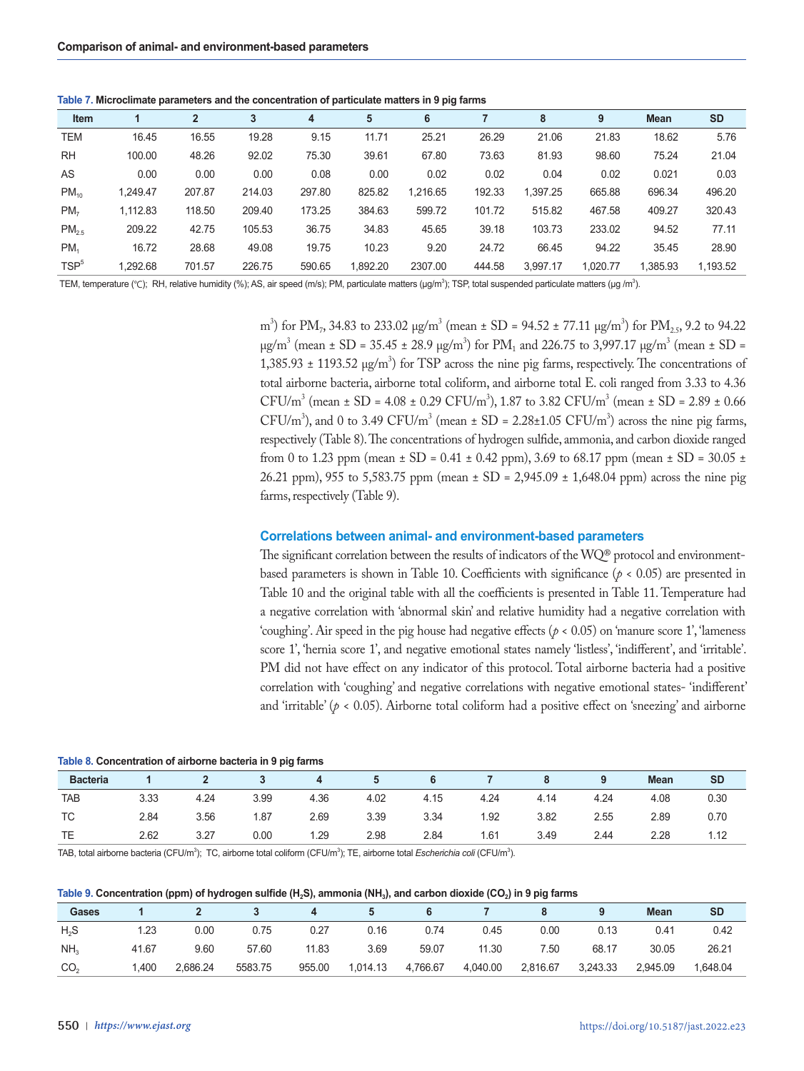**Table 7. Microclimate parameters and the concentration of particulate matters in 9 pig farms**

| Item | 1 | 2 | 3 | 4 | 5 | 6 | 7 | 8 | 9 | Mean | SD |
|---|---|---|---|---|---|---|---|---|---|---|---|
| TEM | 16.45 | 16.55 | 19.28 | 9.15 | 11.71 | 25.21 | 26.29 | 21.06 | 21.83 | 18.62 | 5.76 |
| RH | 100.00 | 48.26 | 92.02 | 75.30 | 39.61 | 67.80 | 73.63 | 81.93 | 98.60 | 75.24 | 21.04 |
| AS | 0.00 | 0.00 | 0.00 | 0.08 | 0.00 | 0.02 | 0.02 | 0.04 | 0.02 | 0.021 | 0.03 |
| $PM_{10}$ | 1,249.47 | 207.87 | 214.03 | 297.80 | 825.82 | 1,216.65 | 192.33 | 1,397.25 | 665.88 | 696.34 | 496.20 |
| $PM_7$ | 1,112.83 | 118.50 | 209.40 | 173.25 | 384.63 | 599.72 | 101.72 | 515.82 | 467.58 | 409.27 | 320.43 |
| $PM_{2.5}$ | 209.22 | 42.75 | 105.53 | 36.75 | 34.83 | 45.65 | 39.18 | 103.73 | 233.02 | 94.52 | 77.11 |
| $PM_1$ | 16.72 | 28.68 | 49.08 | 19.75 | 10.23 | 9.20 | 24.72 | 66.45 | 94.22 | 35.45 | 28.90 |
| TSP[5] | 1,292.68 | 701.57 | 226.75 | 590.65 | 1,892.20 | 2307.00 | 444.58 | 3,997.17 | 1,020.77 | 1,385.93 | 1,193.52 |

TEM, temperature (℃); RH, relative humidity (%); AS, air speed (m/s); PM, particulate matters (μg/m³); TSP, total suspended particulate matters (μg /m³).

m³) for $PM_7$, 34.83 to 233.02 μg/m³ (mean ± SD = 94.52 ± 77.11 μg/m³) for $PM_{2.5}$, 9.2 to 94.22 μg/m³ (mean ± SD = 35.45 ± 28.9 μg/m³) for $PM_1$ and 226.75 to 3,997.17 μg/m³ (mean ± SD = 1,385.93 ± 1193.52 μg/m³) for TSP across the nine pig farms, respectively. The concentrations of total airborne bacteria, airborne total coliform, and airborne total E. coli ranged from 3.33 to 4.36 CFU/m³ (mean ± SD = 4.08 ± 0.29 CFU/m³), 1.87 to 3.82 CFU/m³ (mean ± SD = 2.89 ± 0.66 CFU/m³), and 0 to 3.49 CFU/m³ (mean ± SD = 2.28±1.05 CFU/m³) across the nine pig farms, respectively (Table 8). The concentrations of hydrogen sulfide, ammonia, and carbon dioxide ranged from 0 to 1.23 ppm (mean ± SD = 0.41 ± 0.42 ppm), 3.69 to 68.17 ppm (mean ± SD = 30.05 ± 26.21 ppm), 955 to 5,583.75 ppm (mean ± SD = 2,945.09 ± 1,648.04 ppm) across the nine pig farms, respectively (Table 9).

### Correlations between animal- and environment-based parameters

The significant correlation between the results of indicators of the WQ® protocol and environment-based parameters is shown in Table 10. Coefficients with significance ($p < 0.05$) are presented in Table 10 and the original table with all the coefficients is presented in Table 11. Temperature had a negative correlation with 'abnormal skin' and relative humidity had a negative correlation with 'coughing'. Air speed in the pig house had negative effects ($p < 0.05$) on 'manure score 1', 'lameness score 1', 'hernia score 1', and negative emotional states namely 'listless', 'indifferent', and 'irritable'. PM did not have effect on any indicator of this protocol. Total airborne bacteria had a positive correlation with 'coughing' and negative correlations with negative emotional states- 'indifferent' and 'irritable' ($p < 0.05$). Airborne total coliform had a positive effect on 'sneezing' and airborne

**Table 8. Concentration of airborne bacteria in 9 pig farms**

| Bacteria | 1 | 2 | 3 | 4 | 5 | 6 | 7 | 8 | 9 | Mean | SD |
|---|---|---|---|---|---|---|---|---|---|---|---|
| TAB | 3.33 | 4.24 | 3.99 | 4.36 | 4.02 | 4.15 | 4.24 | 4.14 | 4.24 | 4.08 | 0.30 |
| TC | 2.84 | 3.56 | 1.87 | 2.69 | 3.39 | 3.34 | 1.92 | 3.82 | 2.55 | 2.89 | 0.70 |
| TE | 2.62 | 3.27 | 0.00 | 1.29 | 2.98 | 2.84 | 1.61 | 3.49 | 2.44 | 2.28 | 1.12 |

TAB, total airborne bacteria (CFU/m³); TC, airborne total coliform (CFU/m³); TE, airborne total *Escherichia coli* (CFU/m³).

**Table 9. Concentration (ppm) of hydrogen sulfide ($H_2S$), ammonia ($NH_3$), and carbon dioxide ($CO_2$) in 9 pig farms**

| Gases | 1 | 2 | 3 | 4 | 5 | 6 | 7 | 8 | 9 | Mean | SD |
|---|---|---|---|---|---|---|---|---|---|---|---|
| $H_2S$ | 1.23 | 0.00 | 0.75 | 0.27 | 0.16 | 0.74 | 0.45 | 0.00 | 0.13 | 0.41 | 0.42 |
| $NH_3$ | 41.67 | 9.60 | 57.60 | 11.83 | 3.69 | 59.07 | 11.30 | 7.50 | 68.17 | 30.05 | 26.21 |
| $CO_2$ | 1,400 | 2,686.24 | 5583.75 | 955.00 | 1,014.13 | 4,766.67 | 4,040.00 | 2,816.67 | 3,243.33 | 2,945.09 | 1,648.04 |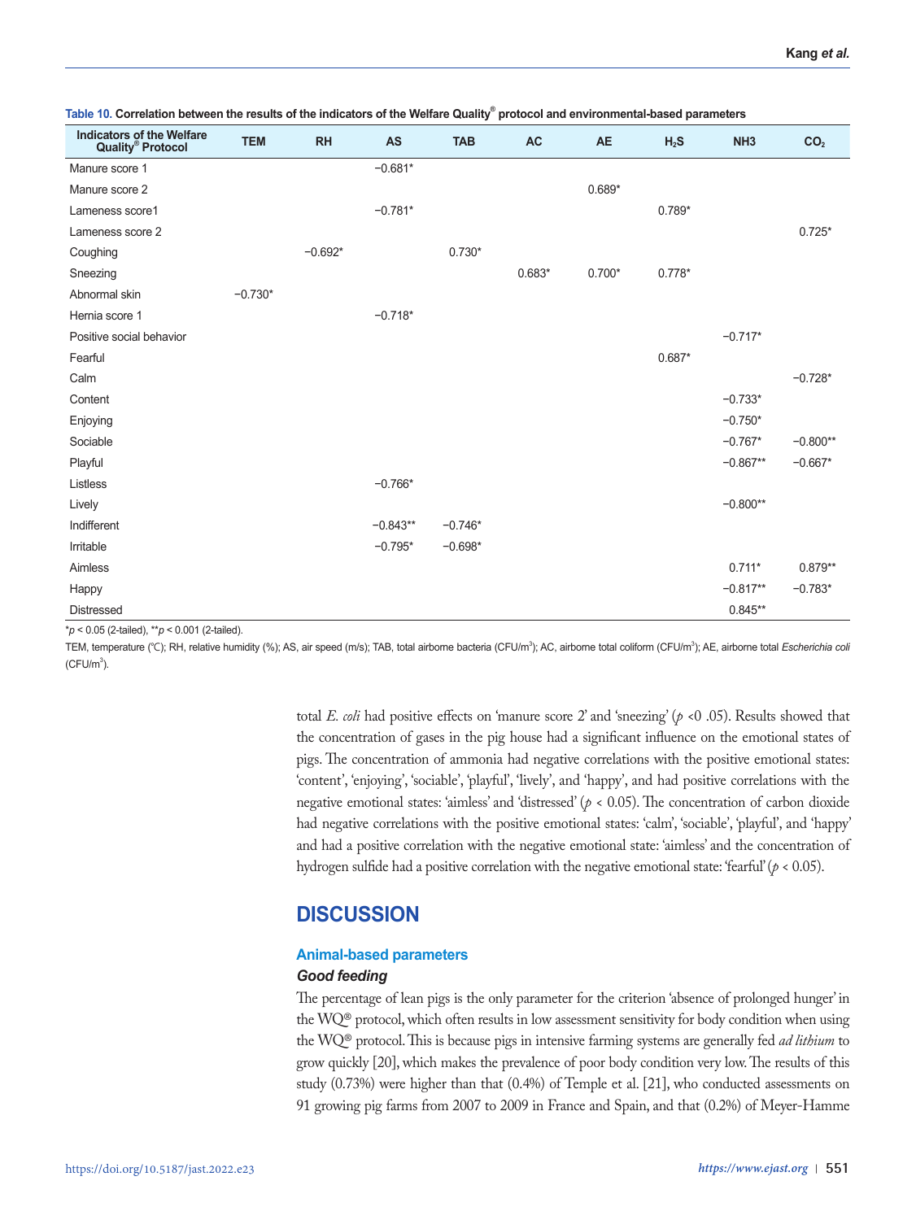**Table 10. Correlation between the results of the indicators of the Welfare Quality® protocol and environmental-based parameters**

| Indicators of the Welfare Quality® Protocol | TEM | RH | AS | TAB | AC | AE | $H_2S$ | NH3 | $CO_2$ |
|---|---|---|---|---|---|---|---|---|---|
| Manure score 1 | | | −0.681* | | | | | | |
| Manure score 2 | | | | | | 0.689* | | | |
| Lameness score1 | | | −0.781* | | | | 0.789* | | |
| Lameness score 2 | | | | | | | | | 0.725* |
| Coughing | | −0.692* | | 0.730* | | | | | |
| Sneezing | | | | | 0.683* | 0.700* | 0.778* | | |
| Abnormal skin | −0.730* | | | | | | | | |
| Hernia score 1 | | | −0.718* | | | | | | |
| Positive social behavior | | | | | | | | −0.717* | |
| Fearful | | | | | | | 0.687* | | |
| Calm | | | | | | | | | −0.728* |
| Content | | | | | | | | −0.733* | |
| Enjoying | | | | | | | | −0.750* | |
| Sociable | | | | | | | | −0.767* | −0.800** |
| Playful | | | | | | | | −0.867** | −0.667* |
| Listless | | | −0.766* | | | | | | |
| Lively | | | | | | | | −0.800** | |
| Indifferent | | | −0.843** | −0.746* | | | | | |
| Irritable | | | −0.795* | −0.698* | | | | | |
| Aimless | | | | | | | | 0.711* | 0.879** |
| Happy | | | | | | | | −0.817** | −0.783* |
| Distressed | | | | | | | | 0.845** | |

*$p < 0.05$ (2-tailed), **$p < 0.001$ (2-tailed).

TEM, temperature (℃); RH, relative humidity (%); AS, air speed (m/s); TAB, total airborne bacteria (CFU/$m^3$); AC, airborne total coliform (CFU/$m^3$); AE, airborne total *Escherichia coli* (CFU/$m^3$).

total *E. coli* had positive effects on 'manure score 2' and 'sneezing' ($p$ <0 .05). Results showed that the concentration of gases in the pig house had a significant influence on the emotional states of pigs. The concentration of ammonia had negative correlations with the positive emotional states: 'content', 'enjoying', 'sociable', 'playful', 'lively', and 'happy', and had positive correlations with the negative emotional states: 'aimless' and 'distressed' ($p < 0.05$). The concentration of carbon dioxide had negative correlations with the positive emotional states: 'calm', 'sociable', 'playful', and 'happy' and had a positive correlation with the negative emotional state: 'aimless' and the concentration of hydrogen sulfide had a positive correlation with the negative emotional state: 'fearful' ($p < 0.05$).

## DISCUSSION

### Animal-based parameters

#### *Good feeding*

The percentage of lean pigs is the only parameter for the criterion 'absence of prolonged hunger' in the WQ® protocol, which often results in low assessment sensitivity for body condition when using the WQ® protocol. This is because pigs in intensive farming systems are generally fed *ad lithium* to grow quickly [20], which makes the prevalence of poor body condition very low. The results of this study (0.73%) were higher than that (0.4%) of Temple et al. [21], who conducted assessments on 91 growing pig farms from 2007 to 2009 in France and Spain, and that (0.2%) of Meyer-Hamme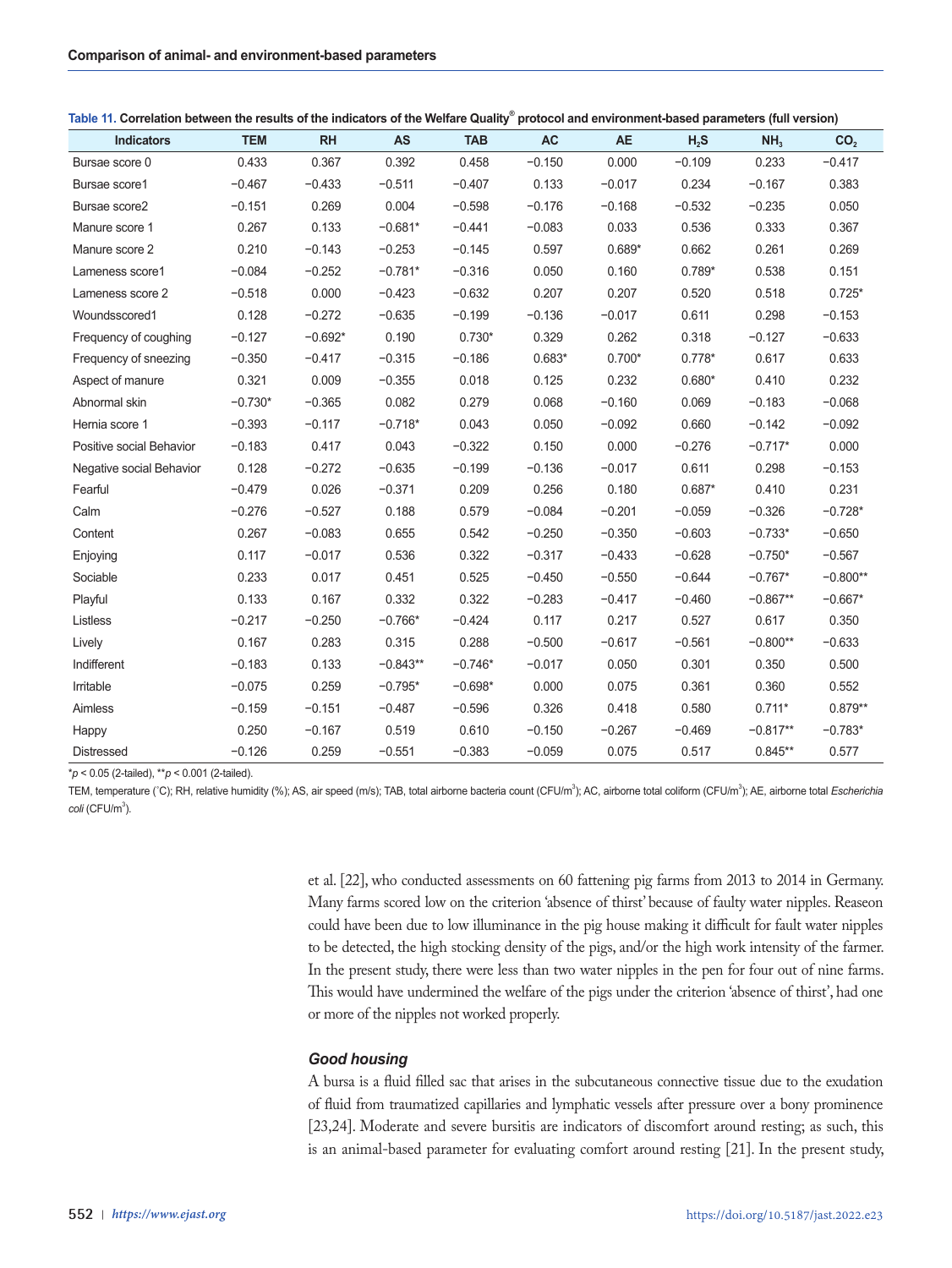**Table 11. Correlation between the results of the indicators of the Welfare Quality® protocol and environment-based parameters (full version)**

| Indicators | TEM | RH | AS | TAB | AC | AE | $H_2S$ | $NH_3$ | $CO_2$ |
|---|---|---|---|---|---|---|---|---|---|
| Bursae score 0 | 0.433 | 0.367 | 0.392 | 0.458 | −0.150 | 0.000 | −0.109 | 0.233 | −0.417 |
| Bursae score1 | −0.467 | −0.433 | −0.511 | −0.407 | 0.133 | −0.017 | 0.234 | −0.167 | 0.383 |
| Bursae score2 | −0.151 | 0.269 | 0.004 | −0.598 | −0.176 | −0.168 | −0.532 | −0.235 | 0.050 |
| Manure score 1 | 0.267 | 0.133 | −0.681* | −0.441 | −0.083 | 0.033 | 0.536 | 0.333 | 0.367 |
| Manure score 2 | 0.210 | −0.143 | −0.253 | −0.145 | 0.597 | 0.689* | 0.662 | 0.261 | 0.269 |
| Lameness score1 | −0.084 | −0.252 | −0.781* | −0.316 | 0.050 | 0.160 | 0.789* | 0.538 | 0.151 |
| Lameness score 2 | −0.518 | 0.000 | −0.423 | −0.632 | 0.207 | 0.207 | 0.520 | 0.518 | 0.725* |
| Woundsscored1 | 0.128 | −0.272 | −0.635 | −0.199 | −0.136 | −0.017 | 0.611 | 0.298 | −0.153 |
| Frequency of coughing | −0.127 | −0.692* | 0.190 | 0.730* | 0.329 | 0.262 | 0.318 | −0.127 | −0.633 |
| Frequency of sneezing | −0.350 | −0.417 | −0.315 | −0.186 | 0.683* | 0.700* | 0.778* | 0.617 | 0.633 |
| Aspect of manure | 0.321 | 0.009 | −0.355 | 0.018 | 0.125 | 0.232 | 0.680* | 0.410 | 0.232 |
| Abnormal skin | −0.730* | −0.365 | 0.082 | 0.279 | 0.068 | −0.160 | 0.069 | −0.183 | −0.068 |
| Hernia score 1 | −0.393 | −0.117 | −0.718* | 0.043 | 0.050 | −0.092 | 0.660 | −0.142 | −0.092 |
| Positive social Behavior | −0.183 | 0.417 | 0.043 | −0.322 | 0.150 | 0.000 | −0.276 | −0.717* | 0.000 |
| Negative social Behavior | 0.128 | −0.272 | −0.635 | −0.199 | −0.136 | −0.017 | 0.611 | 0.298 | −0.153 |
| Fearful | −0.479 | 0.026 | −0.371 | 0.209 | 0.256 | 0.180 | 0.687* | 0.410 | 0.231 |
| Calm | −0.276 | −0.527 | 0.188 | 0.579 | −0.084 | −0.201 | −0.059 | −0.326 | −0.728* |
| Content | 0.267 | −0.083 | 0.655 | 0.542 | −0.250 | −0.350 | −0.603 | −0.733* | −0.650 |
| Enjoying | 0.117 | −0.017 | 0.536 | 0.322 | −0.317 | −0.433 | −0.628 | −0.750* | −0.567 |
| Sociable | 0.233 | 0.017 | 0.451 | 0.525 | −0.450 | −0.550 | −0.644 | −0.767* | −0.800** |
| Playful | 0.133 | 0.167 | 0.332 | 0.322 | −0.283 | −0.417 | −0.460 | −0.867** | −0.667* |
| Listless | −0.217 | −0.250 | −0.766* | −0.424 | 0.117 | 0.217 | 0.527 | 0.617 | 0.350 |
| Lively | 0.167 | 0.283 | 0.315 | 0.288 | −0.500 | −0.617 | −0.561 | −0.800** | −0.633 |
| Indifferent | −0.183 | 0.133 | −0.843** | −0.746* | −0.017 | 0.050 | 0.301 | 0.350 | 0.500 |
| Irritable | −0.075 | 0.259 | −0.795* | −0.698* | 0.000 | 0.075 | 0.361 | 0.360 | 0.552 |
| Aimless | −0.159 | −0.151 | −0.487 | −0.596 | 0.326 | 0.418 | 0.580 | 0.711* | 0.879** |
| Happy | 0.250 | −0.167 | 0.519 | 0.610 | −0.150 | −0.267 | −0.469 | −0.817** | −0.783* |
| Distressed | −0.126 | 0.259 | −0.551 | −0.383 | −0.059 | 0.075 | 0.517 | 0.845** | 0.577 |

*$p < 0.05$ (2-tailed), **$p < 0.001$ (2-tailed).

TEM, temperature (°C); RH, relative humidity (%); AS, air speed (m/s); TAB, total airborne bacteria count (CFU/$m^3$); AC, airborne total coliform (CFU/$m^3$); AE, airborne total *Escherichia coli* (CFU/$m^3$).

et al. [22], who conducted assessments on 60 fattening pig farms from 2013 to 2014 in Germany. Many farms scored low on the criterion 'absence of thirst' because of faulty water nipples. Reaseon could have been due to low illuminance in the pig house making it difficult for fault water nipples to be detected, the high stocking density of the pigs, and/or the high work intensity of the farmer. In the present study, there were less than two water nipples in the pen for four out of nine farms. This would have undermined the welfare of the pigs under the criterion 'absence of thirst', had one or more of the nipples not worked properly.

### *Good housing*

A bursa is a fluid filled sac that arises in the subcutaneous connective tissue due to the exudation of fluid from traumatized capillaries and lymphatic vessels after pressure over a bony prominence [23,24]. Moderate and severe bursitis are indicators of discomfort around resting; as such, this is an animal-based parameter for evaluating comfort around resting [21]. In the present study,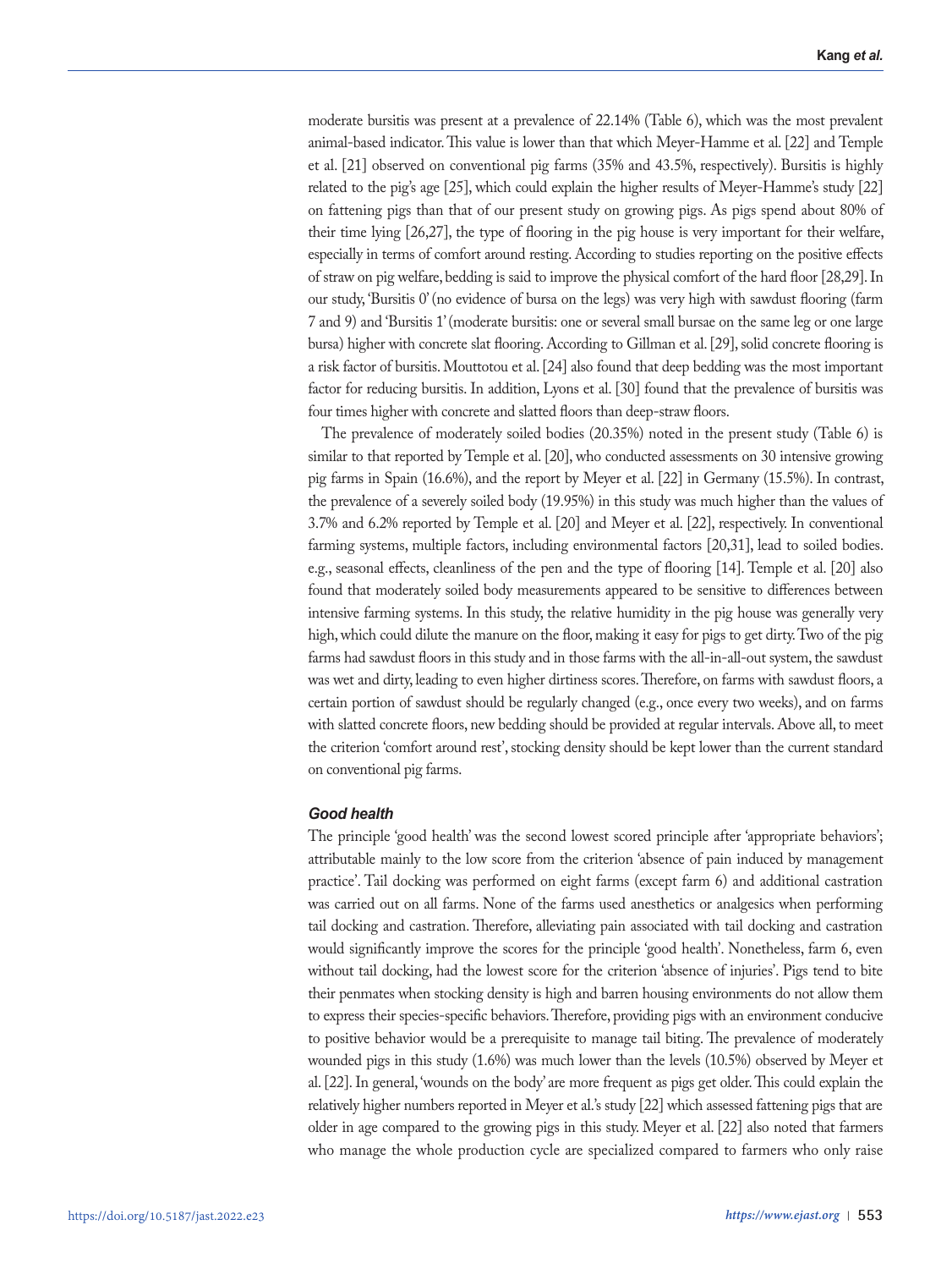moderate bursitis was present at a prevalence of 22.14% (Table 6), which was the most prevalent animal-based indicator. This value is lower than that which Meyer-Hamme et al. [22] and Temple et al. [21] observed on conventional pig farms (35% and 43.5%, respectively). Bursitis is highly related to the pig's age [25], which could explain the higher results of Meyer-Hamme's study [22] on fattening pigs than that of our present study on growing pigs. As pigs spend about 80% of their time lying [26,27], the type of flooring in the pig house is very important for their welfare, especially in terms of comfort around resting. According to studies reporting on the positive effects of straw on pig welfare, bedding is said to improve the physical comfort of the hard floor [28,29]. In our study, 'Bursitis 0' (no evidence of bursa on the legs) was very high with sawdust flooring (farm 7 and 9) and 'Bursitis 1' (moderate bursitis: one or several small bursae on the same leg or one large bursa) higher with concrete slat flooring. According to Gillman et al. [29], solid concrete flooring is a risk factor of bursitis. Mouttotou et al. [24] also found that deep bedding was the most important factor for reducing bursitis. In addition, Lyons et al. [30] found that the prevalence of bursitis was four times higher with concrete and slatted floors than deep-straw floors.

The prevalence of moderately soiled bodies (20.35%) noted in the present study (Table 6) is similar to that reported by Temple et al. [20], who conducted assessments on 30 intensive growing pig farms in Spain (16.6%), and the report by Meyer et al. [22] in Germany (15.5%). In contrast, the prevalence of a severely soiled body (19.95%) in this study was much higher than the values of 3.7% and 6.2% reported by Temple et al. [20] and Meyer et al. [22], respectively. In conventional farming systems, multiple factors, including environmental factors [20,31], lead to soiled bodies. e.g., seasonal effects, cleanliness of the pen and the type of flooring [14]. Temple et al. [20] also found that moderately soiled body measurements appeared to be sensitive to differences between intensive farming systems. In this study, the relative humidity in the pig house was generally very high, which could dilute the manure on the floor, making it easy for pigs to get dirty. Two of the pig farms had sawdust floors in this study and in those farms with the all-in-all-out system, the sawdust was wet and dirty, leading to even higher dirtiness scores. Therefore, on farms with sawdust floors, a certain portion of sawdust should be regularly changed (e.g., once every two weeks), and on farms with slatted concrete floors, new bedding should be provided at regular intervals. Above all, to meet the criterion 'comfort around rest', stocking density should be kept lower than the current standard on conventional pig farms.

#### *Good health*

The principle 'good health' was the second lowest scored principle after 'appropriate behaviors'; attributable mainly to the low score from the criterion 'absence of pain induced by management practice'. Tail docking was performed on eight farms (except farm 6) and additional castration was carried out on all farms. None of the farms used anesthetics or analgesics when performing tail docking and castration. Therefore, alleviating pain associated with tail docking and castration would significantly improve the scores for the principle 'good health'. Nonetheless, farm 6, even without tail docking, had the lowest score for the criterion 'absence of injuries'. Pigs tend to bite their penmates when stocking density is high and barren housing environments do not allow them to express their species-specific behaviors. Therefore, providing pigs with an environment conducive to positive behavior would be a prerequisite to manage tail biting. The prevalence of moderately wounded pigs in this study (1.6%) was much lower than the levels (10.5%) observed by Meyer et al. [22]. In general, 'wounds on the body' are more frequent as pigs get older. This could explain the relatively higher numbers reported in Meyer et al.'s study [22] which assessed fattening pigs that are older in age compared to the growing pigs in this study. Meyer et al. [22] also noted that farmers who manage the whole production cycle are specialized compared to farmers who only raise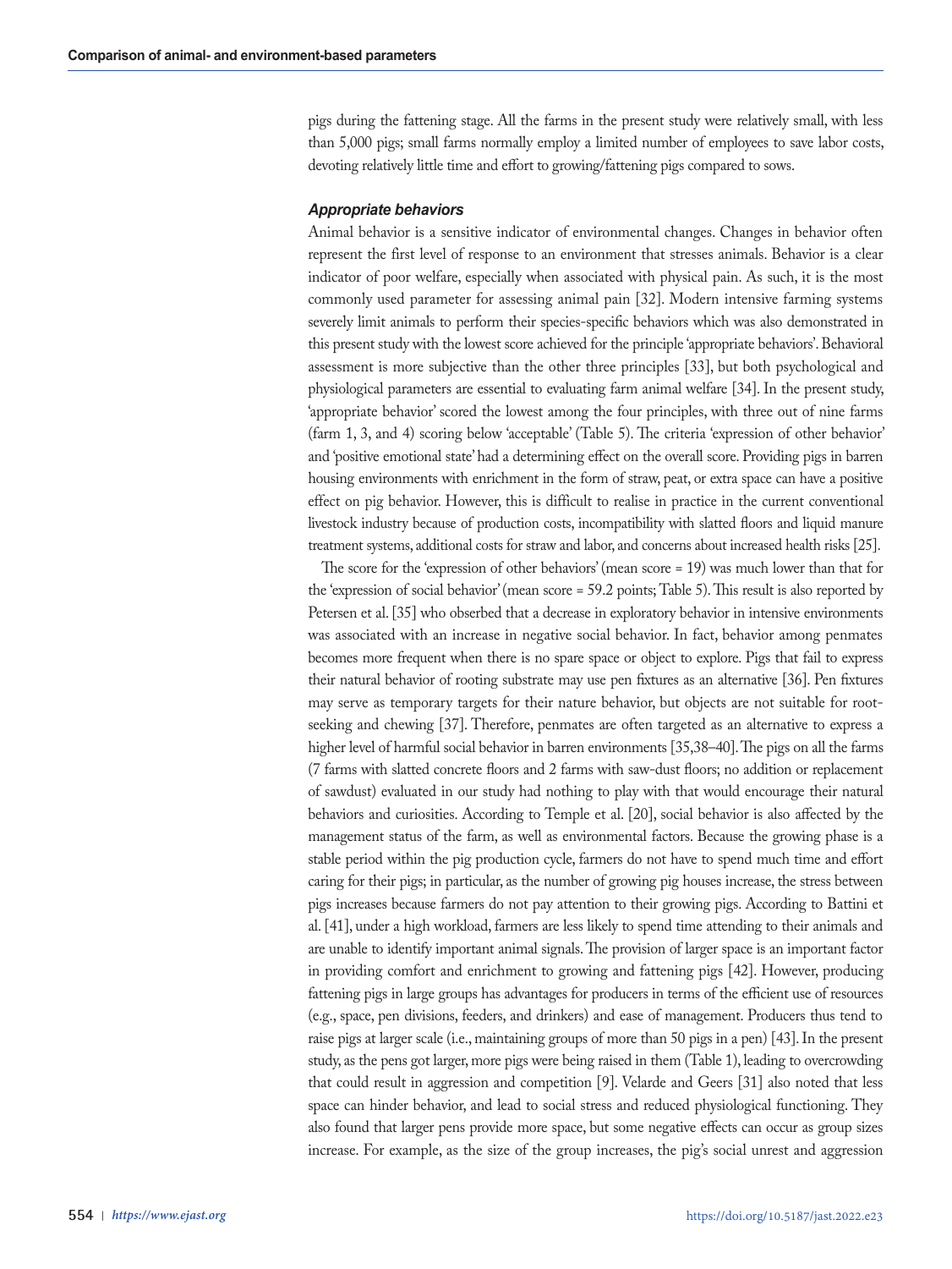pigs during the fattening stage. All the farms in the present study were relatively small, with less than 5,000 pigs; small farms normally employ a limited number of employees to save labor costs, devoting relatively little time and effort to growing/fattening pigs compared to sows.

### *Appropriate behaviors*

Animal behavior is a sensitive indicator of environmental changes. Changes in behavior often represent the first level of response to an environment that stresses animals. Behavior is a clear indicator of poor welfare, especially when associated with physical pain. As such, it is the most commonly used parameter for assessing animal pain [32]. Modern intensive farming systems severely limit animals to perform their species-specific behaviors which was also demonstrated in this present study with the lowest score achieved for the principle 'appropriate behaviors'. Behavioral assessment is more subjective than the other three principles [33], but both psychological and physiological parameters are essential to evaluating farm animal welfare [34]. In the present study, 'appropriate behavior' scored the lowest among the four principles, with three out of nine farms (farm 1, 3, and 4) scoring below 'acceptable' (Table 5). The criteria 'expression of other behavior' and 'positive emotional state' had a determining effect on the overall score. Providing pigs in barren housing environments with enrichment in the form of straw, peat, or extra space can have a positive effect on pig behavior. However, this is difficult to realise in practice in the current conventional livestock industry because of production costs, incompatibility with slatted floors and liquid manure treatment systems, additional costs for straw and labor, and concerns about increased health risks [25].

The score for the 'expression of other behaviors' (mean score = 19) was much lower than that for the 'expression of social behavior' (mean score = 59.2 points; Table 5). This result is also reported by Petersen et al. [35] who obserbed that a decrease in exploratory behavior in intensive environments was associated with an increase in negative social behavior. In fact, behavior among penmates becomes more frequent when there is no spare space or object to explore. Pigs that fail to express their natural behavior of rooting substrate may use pen fixtures as an alternative [36]. Pen fixtures may serve as temporary targets for their nature behavior, but objects are not suitable for root-seeking and chewing [37]. Therefore, penmates are often targeted as an alternative to express a higher level of harmful social behavior in barren environments [35,38–40]. The pigs on all the farms (7 farms with slatted concrete floors and 2 farms with saw-dust floors; no addition or replacement of sawdust) evaluated in our study had nothing to play with that would encourage their natural behaviors and curiosities. According to Temple et al. [20], social behavior is also affected by the management status of the farm, as well as environmental factors. Because the growing phase is a stable period within the pig production cycle, farmers do not have to spend much time and effort caring for their pigs; in particular, as the number of growing pig houses increase, the stress between pigs increases because farmers do not pay attention to their growing pigs. According to Battini et al. [41], under a high workload, farmers are less likely to spend time attending to their animals and are unable to identify important animal signals. The provision of larger space is an important factor in providing comfort and enrichment to growing and fattening pigs [42]. However, producing fattening pigs in large groups has advantages for producers in terms of the efficient use of resources (e.g., space, pen divisions, feeders, and drinkers) and ease of management. Producers thus tend to raise pigs at larger scale (i.e., maintaining groups of more than 50 pigs in a pen) [43]. In the present study, as the pens got larger, more pigs were being raised in them (Table 1), leading to overcrowding that could result in aggression and competition [9]. Velarde and Geers [31] also noted that less space can hinder behavior, and lead to social stress and reduced physiological functioning. They also found that larger pens provide more space, but some negative effects can occur as group sizes increase. For example, as the size of the group increases, the pig's social unrest and aggression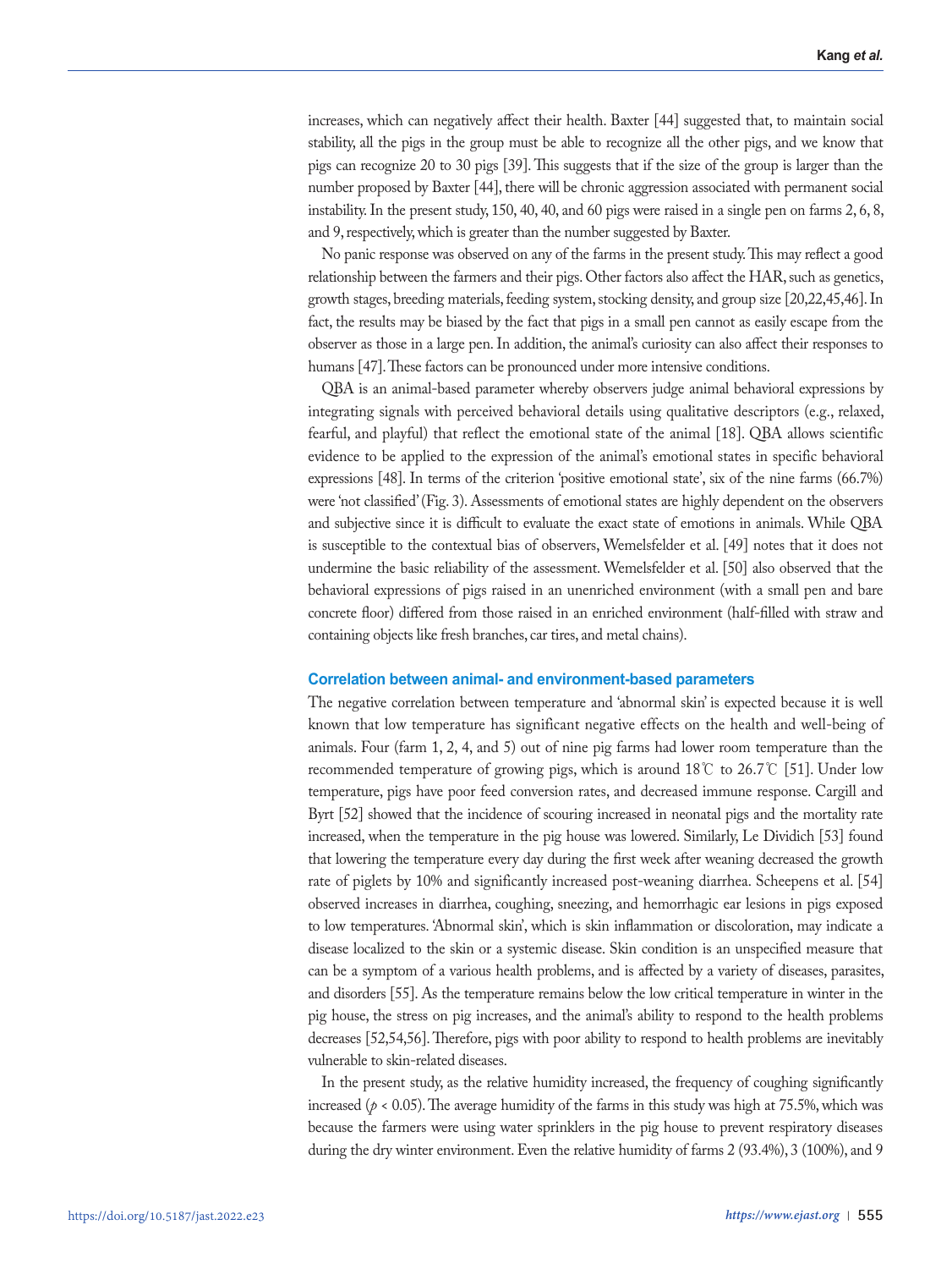increases, which can negatively affect their health. Baxter [44] suggested that, to maintain social stability, all the pigs in the group must be able to recognize all the other pigs, and we know that pigs can recognize 20 to 30 pigs [39]. This suggests that if the size of the group is larger than the number proposed by Baxter [44], there will be chronic aggression associated with permanent social instability. In the present study, 150, 40, 40, and 60 pigs were raised in a single pen on farms 2, 6, 8, and 9, respectively, which is greater than the number suggested by Baxter.

No panic response was observed on any of the farms in the present study. This may reflect a good relationship between the farmers and their pigs. Other factors also affect the HAR, such as genetics, growth stages, breeding materials, feeding system, stocking density, and group size [20,22,45,46]. In fact, the results may be biased by the fact that pigs in a small pen cannot as easily escape from the observer as those in a large pen. In addition, the animal's curiosity can also affect their responses to humans [47]. These factors can be pronounced under more intensive conditions.

QBA is an animal-based parameter whereby observers judge animal behavioral expressions by integrating signals with perceived behavioral details using qualitative descriptors (e.g., relaxed, fearful, and playful) that reflect the emotional state of the animal [18]. QBA allows scientific evidence to be applied to the expression of the animal's emotional states in specific behavioral expressions [48]. In terms of the criterion 'positive emotional state', six of the nine farms (66.7%) were 'not classified' (Fig. 3). Assessments of emotional states are highly dependent on the observers and subjective since it is difficult to evaluate the exact state of emotions in animals. While QBA is susceptible to the contextual bias of observers, Wemelsfelder et al. [49] notes that it does not undermine the basic reliability of the assessment. Wemelsfelder et al. [50] also observed that the behavioral expressions of pigs raised in an unenriched environment (with a small pen and bare concrete floor) differed from those raised in an enriched environment (half-filled with straw and containing objects like fresh branches, car tires, and metal chains).

### Correlation between animal- and environment-based parameters

The negative correlation between temperature and 'abnormal skin' is expected because it is well known that low temperature has significant negative effects on the health and well-being of animals. Four (farm 1, 2, 4, and 5) out of nine pig farms had lower room temperature than the recommended temperature of growing pigs, which is around 18℃ to 26.7℃ [51]. Under low temperature, pigs have poor feed conversion rates, and decreased immune response. Cargill and Byrt [52] showed that the incidence of scouring increased in neonatal pigs and the mortality rate increased, when the temperature in the pig house was lowered. Similarly, Le Dividich [53] found that lowering the temperature every day during the first week after weaning decreased the growth rate of piglets by 10% and significantly increased post-weaning diarrhea. Scheepens et al. [54] observed increases in diarrhea, coughing, sneezing, and hemorrhagic ear lesions in pigs exposed to low temperatures. 'Abnormal skin', which is skin inflammation or discoloration, may indicate a disease localized to the skin or a systemic disease. Skin condition is an unspecified measure that can be a symptom of a various health problems, and is affected by a variety of diseases, parasites, and disorders [55]. As the temperature remains below the low critical temperature in winter in the pig house, the stress on pig increases, and the animal's ability to respond to the health problems decreases [52,54,56]. Therefore, pigs with poor ability to respond to health problems are inevitably vulnerable to skin-related diseases.

In the present study, as the relative humidity increased, the frequency of coughing significantly increased ($p < 0.05$). The average humidity of the farms in this study was high at 75.5%, which was because the farmers were using water sprinklers in the pig house to prevent respiratory diseases during the dry winter environment. Even the relative humidity of farms 2 (93.4%), 3 (100%), and 9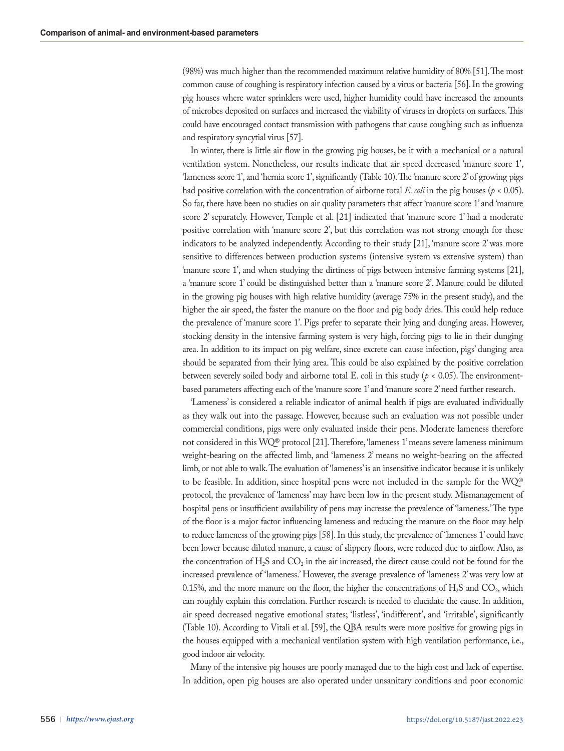(98%) was much higher than the recommended maximum relative humidity of 80% [51]. The most common cause of coughing is respiratory infection caused by a virus or bacteria [56]. In the growing pig houses where water sprinklers were used, higher humidity could have increased the amounts of microbes deposited on surfaces and increased the viability of viruses in droplets on surfaces. This could have encouraged contact transmission with pathogens that cause coughing such as influenza and respiratory syncytial virus [57].

In winter, there is little air flow in the growing pig houses, be it with a mechanical or a natural ventilation system. Nonetheless, our results indicate that air speed decreased 'manure score 1', 'lameness score 1', and 'hernia score 1', significantly (Table 10). The 'manure score 2' of growing pigs had positive correlation with the concentration of airborne total *E. coli* in the pig houses ($p < 0.05$). So far, there have been no studies on air quality parameters that affect 'manure score 1' and 'manure score 2' separately. However, Temple et al. [21] indicated that 'manure score 1' had a moderate positive correlation with 'manure score 2', but this correlation was not strong enough for these indicators to be analyzed independently. According to their study [21], 'manure score 2' was more sensitive to differences between production systems (intensive system vs extensive system) than 'manure score 1', and when studying the dirtiness of pigs between intensive farming systems [21], a 'manure score 1' could be distinguished better than a 'manure score 2'. Manure could be diluted in the growing pig houses with high relative humidity (average 75% in the present study), and the higher the air speed, the faster the manure on the floor and pig body dries. This could help reduce the prevalence of 'manure score 1'. Pigs prefer to separate their lying and dunging areas. However, stocking density in the intensive farming system is very high, forcing pigs to lie in their dunging area. In addition to its impact on pig welfare, since excrete can cause infection, pigs' dunging area should be separated from their lying area. This could be also explained by the positive correlation between severely soiled body and airborne total E. coli in this study ($p < 0.05$). The environment-based parameters affecting each of the 'manure score 1' and 'manure score 2' need further research.

'Lameness' is considered a reliable indicator of animal health if pigs are evaluated individually as they walk out into the passage. However, because such an evaluation was not possible under commercial conditions, pigs were only evaluated inside their pens. Moderate lameness therefore not considered in this WQ® protocol [21]. Therefore, 'lameness 1' means severe lameness minimum weight-bearing on the affected limb, and 'lameness 2' means no weight-bearing on the affected limb, or not able to walk. The evaluation of 'lameness' is an insensitive indicator because it is unlikely to be feasible. In addition, since hospital pens were not included in the sample for the WQ® protocol, the prevalence of 'lameness' may have been low in the present study. Mismanagement of hospital pens or insufficient availability of pens may increase the prevalence of 'lameness.' The type of the floor is a major factor influencing lameness and reducing the manure on the floor may help to reduce lameness of the growing pigs [58]. In this study, the prevalence of 'lameness 1' could have been lower because diluted manure, a cause of slippery floors, were reduced due to airflow. Also, as the concentration of $H_2S$ and $CO_2$ in the air increased, the direct cause could not be found for the increased prevalence of 'lameness.' However, the average prevalence of 'lameness 2' was very low at 0.15%, and the more manure on the floor, the higher the concentrations of $H_2S$ and $CO_2$, which can roughly explain this correlation. Further research is needed to elucidate the cause. In addition, air speed decreased negative emotional states; 'listless', 'indifferent', and 'irritable', significantly (Table 10). According to Vitali et al. [59], the QBA results were more positive for growing pigs in the houses equipped with a mechanical ventilation system with high ventilation performance, i.e., good indoor air velocity.

Many of the intensive pig houses are poorly managed due to the high cost and lack of expertise. In addition, open pig houses are also operated under unsanitary conditions and poor economic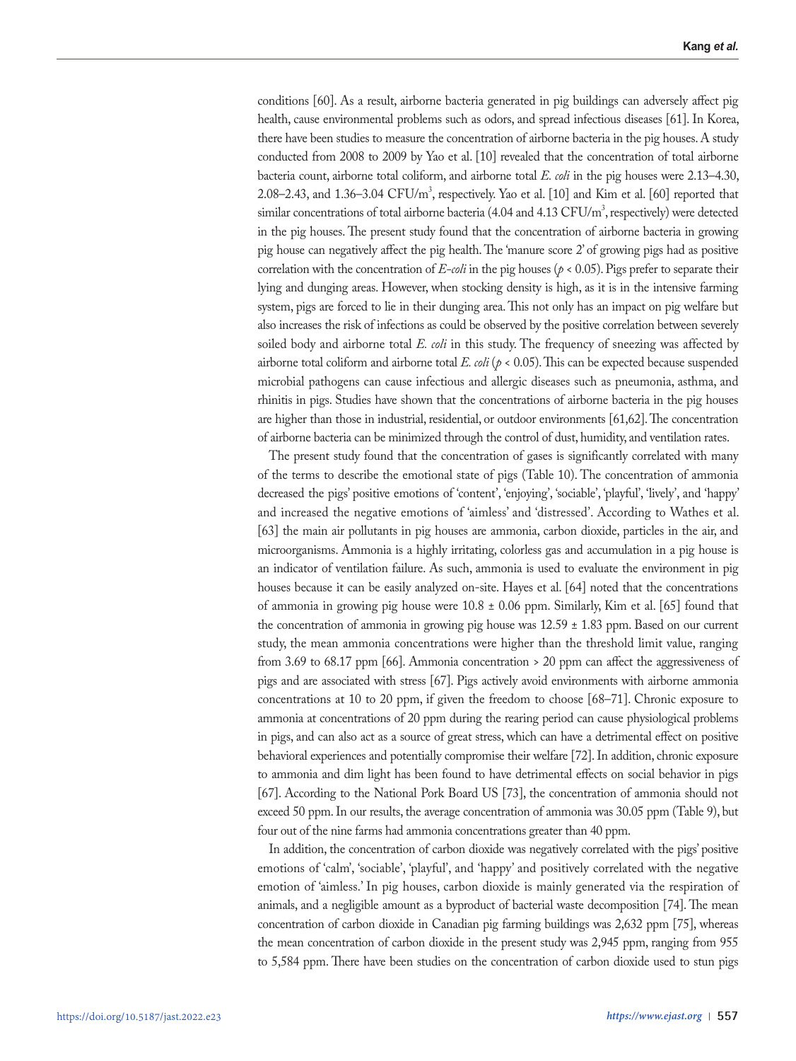conditions [60]. As a result, airborne bacteria generated in pig buildings can adversely affect pig health, cause environmental problems such as odors, and spread infectious diseases [61]. In Korea, there have been studies to measure the concentration of airborne bacteria in the pig houses. A study conducted from 2008 to 2009 by Yao et al. [10] revealed that the concentration of total airborne bacteria count, airborne total coliform, and airborne total *E. coli* in the pig houses were 2.13–4.30, 2.08–2.43, and 1.36–3.04 CFU/$m^3$, respectively. Yao et al. [10] and Kim et al. [60] reported that similar concentrations of total airborne bacteria (4.04 and 4.13 CFU/$m^3$, respectively) were detected in the pig houses. The present study found that the concentration of airborne bacteria in growing pig house can negatively affect the pig health. The 'manure score 2' of growing pigs had as positive correlation with the concentration of *E-coli* in the pig houses ($p < 0.05$). Pigs prefer to separate their lying and dunging areas. However, when stocking density is high, as it is in the intensive farming system, pigs are forced to lie in their dunging area. This not only has an impact on pig welfare but also increases the risk of infections as could be observed by the positive correlation between severely soiled body and airborne total *E. coli* in this study. The frequency of sneezing was affected by airborne total coliform and airborne total *E. coli* ($p < 0.05$). This can be expected because suspended microbial pathogens can cause infectious and allergic diseases such as pneumonia, asthma, and rhinitis in pigs. Studies have shown that the concentrations of airborne bacteria in the pig houses are higher than those in industrial, residential, or outdoor environments [61,62]. The concentration of airborne bacteria can be minimized through the control of dust, humidity, and ventilation rates.

The present study found that the concentration of gases is significantly correlated with many of the terms to describe the emotional state of pigs (Table 10). The concentration of ammonia decreased the pigs' positive emotions of 'content', 'enjoying', 'sociable', 'playful', 'lively', and 'happy' and increased the negative emotions of 'aimless' and 'distressed'. According to Wathes et al. [63] the main air pollutants in pig houses are ammonia, carbon dioxide, particles in the air, and microorganisms. Ammonia is a highly irritating, colorless gas and accumulation in a pig house is an indicator of ventilation failure. As such, ammonia is used to evaluate the environment in pig houses because it can be easily analyzed on-site. Hayes et al. [64] noted that the concentrations of ammonia in growing pig house were 10.8 ± 0.06 ppm. Similarly, Kim et al. [65] found that the concentration of ammonia in growing pig house was 12.59 ± 1.83 ppm. Based on our current study, the mean ammonia concentrations were higher than the threshold limit value, ranging from 3.69 to 68.17 ppm [66]. Ammonia concentration > 20 ppm can affect the aggressiveness of pigs and are associated with stress [67]. Pigs actively avoid environments with airborne ammonia concentrations at 10 to 20 ppm, if given the freedom to choose [68–71]. Chronic exposure to ammonia at concentrations of 20 ppm during the rearing period can cause physiological problems in pigs, and can also act as a source of great stress, which can have a detrimental effect on positive behavioral experiences and potentially compromise their welfare [72]. In addition, chronic exposure to ammonia and dim light has been found to have detrimental effects on social behavior in pigs [67]. According to the National Pork Board US [73], the concentration of ammonia should not exceed 50 ppm. In our results, the average concentration of ammonia was 30.05 ppm (Table 9), but four out of the nine farms had ammonia concentrations greater than 40 ppm.

In addition, the concentration of carbon dioxide was negatively correlated with the pigs' positive emotions of 'calm', 'sociable', 'playful', and 'happy' and positively correlated with the negative emotion of 'aimless.' In pig houses, carbon dioxide is mainly generated via the respiration of animals, and a negligible amount as a byproduct of bacterial waste decomposition [74]. The mean concentration of carbon dioxide in Canadian pig farming buildings was 2,632 ppm [75], whereas the mean concentration of carbon dioxide in the present study was 2,945 ppm, ranging from 955 to 5,584 ppm. There have been studies on the concentration of carbon dioxide used to stun pigs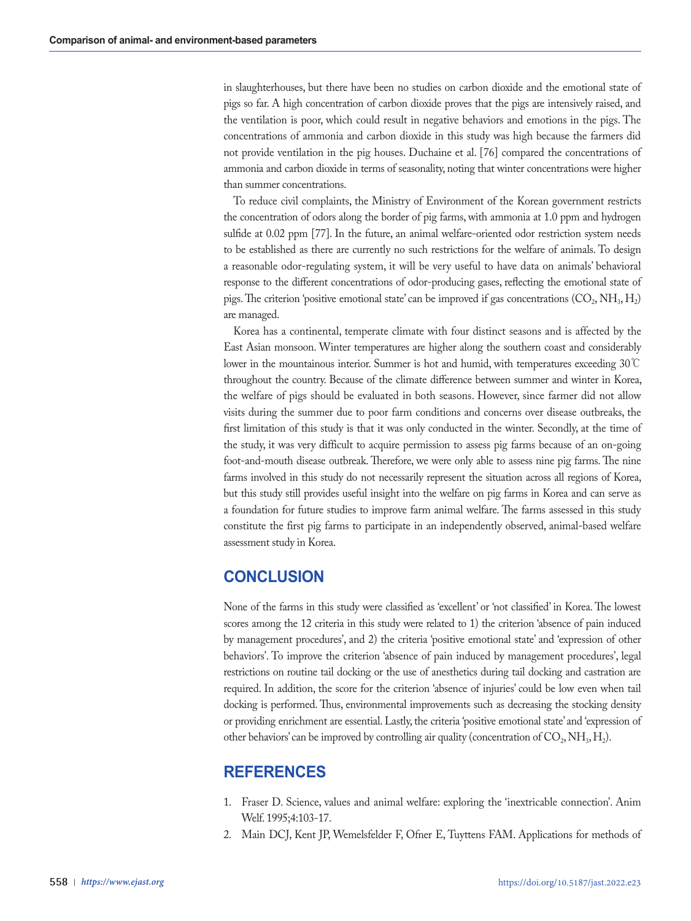in slaughterhouses, but there have been no studies on carbon dioxide and the emotional state of pigs so far. A high concentration of carbon dioxide proves that the pigs are intensively raised, and the ventilation is poor, which could result in negative behaviors and emotions in the pigs. The concentrations of ammonia and carbon dioxide in this study was high because the farmers did not provide ventilation in the pig houses. Duchaine et al. [76] compared the concentrations of ammonia and carbon dioxide in terms of seasonality, noting that winter concentrations were higher than summer concentrations.

To reduce civil complaints, the Ministry of Environment of the Korean government restricts the concentration of odors along the border of pig farms, with ammonia at 1.0 ppm and hydrogen sulfide at 0.02 ppm [77]. In the future, an animal welfare-oriented odor restriction system needs to be established as there are currently no such restrictions for the welfare of animals. To design a reasonable odor-regulating system, it will be very useful to have data on animals' behavioral response to the different concentrations of odor-producing gases, reflecting the emotional state of pigs. The criterion 'positive emotional state' can be improved if gas concentrations ($CO_2$, $NH_3$, $H_2$) are managed.

Korea has a continental, temperate climate with four distinct seasons and is affected by the East Asian monsoon. Winter temperatures are higher along the southern coast and considerably lower in the mountainous interior. Summer is hot and humid, with temperatures exceeding 30℃ throughout the country. Because of the climate difference between summer and winter in Korea, the welfare of pigs should be evaluated in both seasons. However, since farmer did not allow visits during the summer due to poor farm conditions and concerns over disease outbreaks, the first limitation of this study is that it was only conducted in the winter. Secondly, at the time of the study, it was very difficult to acquire permission to assess pig farms because of an on-going foot-and-mouth disease outbreak. Therefore, we were only able to assess nine pig farms. The nine farms involved in this study do not necessarily represent the situation across all regions of Korea, but this study still provides useful insight into the welfare on pig farms in Korea and can serve as a foundation for future studies to improve farm animal welfare. The farms assessed in this study constitute the first pig farms to participate in an independently observed, animal-based welfare assessment study in Korea.

## CONCLUSION

None of the farms in this study were classified as 'excellent' or 'not classified' in Korea. The lowest scores among the 12 criteria in this study were related to 1) the criterion 'absence of pain induced by management procedures', and 2) the criteria 'positive emotional state' and 'expression of other behaviors'. To improve the criterion 'absence of pain induced by management procedures', legal restrictions on routine tail docking or the use of anesthetics during tail docking and castration are required. In addition, the score for the criterion 'absence of injuries' could be low even when tail docking is performed. Thus, environmental improvements such as decreasing the stocking density or providing enrichment are essential. Lastly, the criteria 'positive emotional state' and 'expression of other behaviors' can be improved by controlling air quality (concentration of $CO_2$, $NH_3$, $H_2$).

## REFERENCES

1. Fraser D. Science, values and animal welfare: exploring the 'inextricable connection'. Anim Welf. 1995;4:103-17.
2. Main DCJ, Kent JP, Wemelsfelder F, Ofner E, Tuyttens FAM. Applications for methods of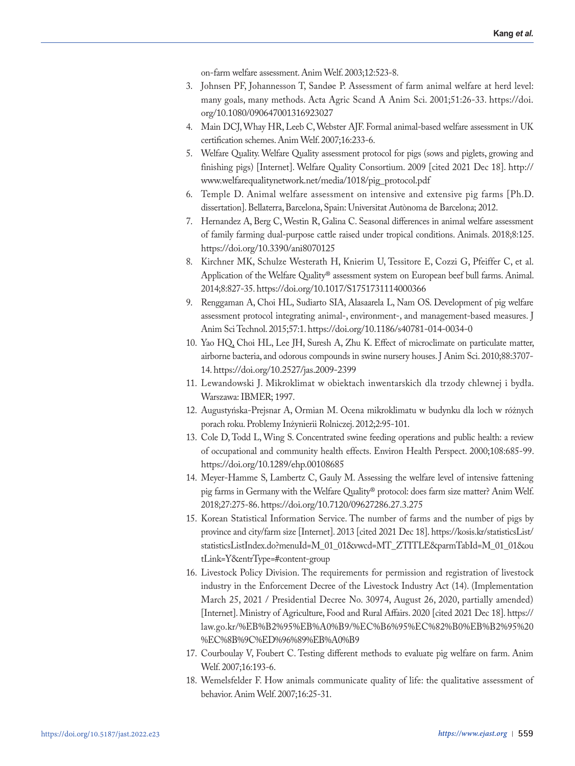on-farm welfare assessment. Anim Welf. 2003;12:523-8.

3. Johnsen PF, Johannesson T, Sandøe P. Assessment of farm animal welfare at herd level: many goals, many methods. Acta Agric Scand A Anim Sci. 2001;51:26-33. https://doi.org/10.1080/090647001316923027
4. Main DCJ, Whay HR, Leeb C, Webster AJF. Formal animal-based welfare assessment in UK certification schemes. Anim Welf. 2007;16:233-6.
5. Welfare Quality. Welfare Quality assessment protocol for pigs (sows and piglets, growing and finishing pigs) [Internet]. Welfare Quality Consortium. 2009 [cited 2021 Dec 18]. http://www.welfarequalitynetwork.net/media/1018/pig_protocol.pdf
6. Temple D. Animal welfare assessment on intensive and extensive pig farms [Ph.D. dissertation]. Bellaterra, Barcelona, Spain: Universitat Autònoma de Barcelona; 2012.
7. Hernandez A, Berg C, Westin R, Galina C. Seasonal differences in animal welfare assessment of family farming dual-purpose cattle raised under tropical conditions. Animals. 2018;8:125. https://doi.org/10.3390/ani8070125
8. Kirchner MK, Schulze Westerath H, Knierim U, Tessitore E, Cozzi G, Pfeiffer C, et al. Application of the Welfare Quality® assessment system on European beef bull farms. Animal. 2014;8:827-35. https://doi.org/10.1017/S1751731114000366
9. Renggaman A, Choi HL, Sudiarto SIA, Alasaarela L, Nam OS. Development of pig welfare assessment protocol integrating animal-, environment-, and management-based measures. J Anim Sci Technol. 2015;57:1. https://doi.org/10.1186/s40781-014-0034-0
10. Yao HQ, Choi HL, Lee JH, Suresh A, Zhu K. Effect of microclimate on particulate matter, airborne bacteria, and odorous compounds in swine nursery houses. J Anim Sci. 2010;88:3707-14. https://doi.org/10.2527/jas.2009-2399
11. Lewandowski J. Mikroklimat w obiektach inwentarskich dla trzody chlewnej i bydła. Warszawa: IBMER; 1997.
12. Augustyńska-Prejsnar A, Ormian M. Ocena mikroklimatu w budynku dla loch w różnych porach roku. Problemy Inżynierii Rolniczej. 2012;2:95-101.
13. Cole D, Todd L, Wing S. Concentrated swine feeding operations and public health: a review of occupational and community health effects. Environ Health Perspect. 2000;108:685-99. https://doi.org/10.1289/ehp.00108685
14. Meyer-Hamme S, Lambertz C, Gauly M. Assessing the welfare level of intensive fattening pig farms in Germany with the Welfare Quality® protocol: does farm size matter? Anim Welf. 2018;27:275-86. https://doi.org/10.7120/09627286.27.3.275
15. Korean Statistical Information Service. The number of farms and the number of pigs by province and city/farm size [Internet]. 2013 [cited 2021 Dec 18]. https://kosis.kr/statisticsList/statisticsListIndex.do?menuId=M_01_01&vwcd=MT_ZTITLE&parmTabId=M_01_01&outLink=Y&entrType=#content-group
16. Livestock Policy Division. The requirements for permission and registration of livestock industry in the Enforcement Decree of the Livestock Industry Act (14). (Implementation March 25, 2021 / Presidential Decree No. 30974, August 26, 2020, partially amended) [Internet]. Ministry of Agriculture, Food and Rural Affairs. 2020 [cited 2021 Dec 18]. https://law.go.kr/%EB%B2%95%EB%A0%B9/%EC%B6%95%EC%82%B0%EB%B2%95%20%EC%8B%9C%ED%96%89%EB%A0%B9
17. Courboulay V, Foubert C. Testing different methods to evaluate pig welfare on farm. Anim Welf. 2007;16:193-6.
18. Wemelsfelder F. How animals communicate quality of life: the qualitative assessment of behavior. Anim Welf. 2007;16:25-31.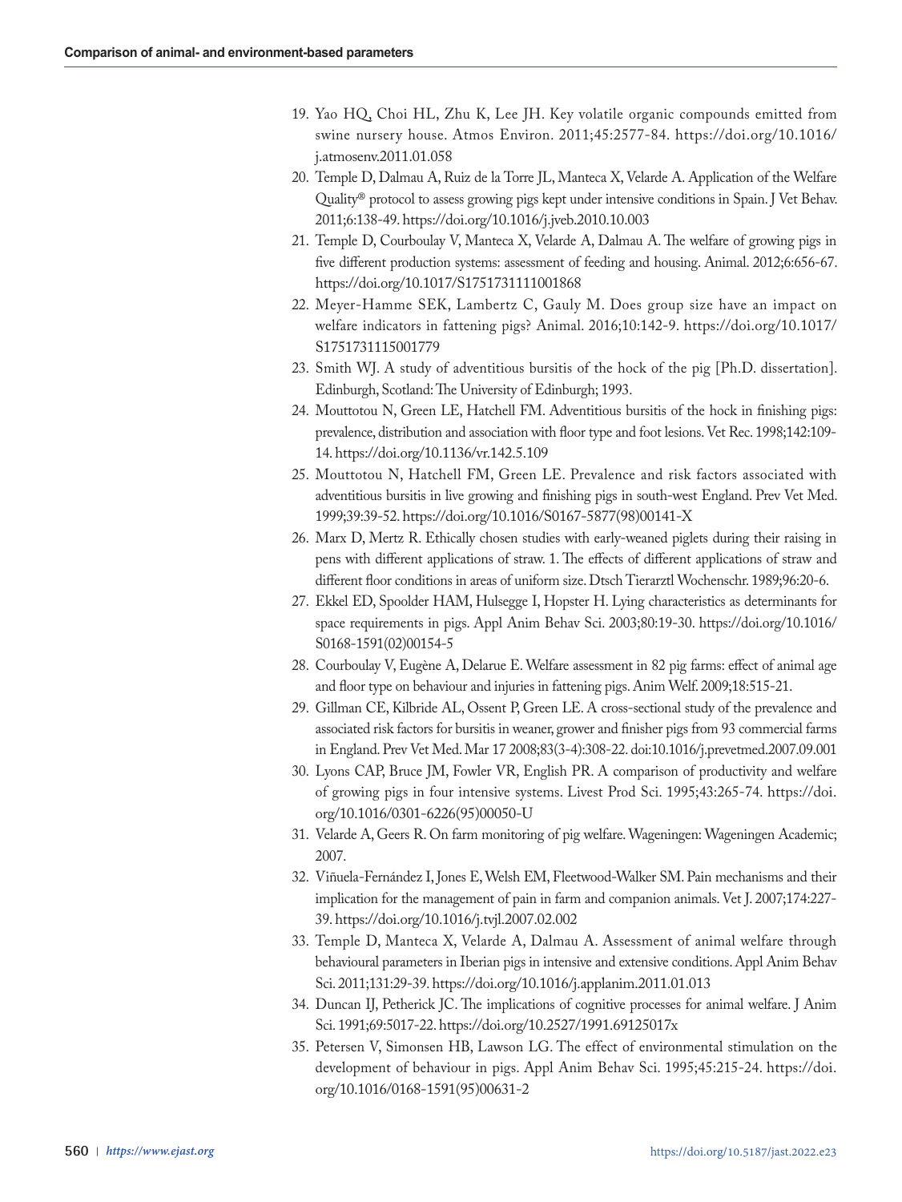19. Yao HQ, Choi HL, Zhu K, Lee JH. Key volatile organic compounds emitted from swine nursery house. Atmos Environ. 2011;45:2577-84. https://doi.org/10.1016/j.atmosenv.2011.01.058
20. Temple D, Dalmau A, Ruiz de la Torre JL, Manteca X, Velarde A. Application of the Welfare Quality® protocol to assess growing pigs kept under intensive conditions in Spain. J Vet Behav. 2011;6:138-49. https://doi.org/10.1016/j.jveb.2010.10.003
21. Temple D, Courboulay V, Manteca X, Velarde A, Dalmau A. The welfare of growing pigs in five different production systems: assessment of feeding and housing. Animal. 2012;6:656-67. https://doi.org/10.1017/S1751731111001868
22. Meyer-Hamme SEK, Lambertz C, Gauly M. Does group size have an impact on welfare indicators in fattening pigs? Animal. 2016;10:142-9. https://doi.org/10.1017/S1751731115001779
23. Smith WJ. A study of adventitious bursitis of the hock of the pig [Ph.D. dissertation]. Edinburgh, Scotland: The University of Edinburgh; 1993.
24. Mouttotou N, Green LE, Hatchell FM. Adventitious bursitis of the hock in finishing pigs: prevalence, distribution and association with floor type and foot lesions. Vet Rec. 1998;142:109-14. https://doi.org/10.1136/vr.142.5.109
25. Mouttotou N, Hatchell FM, Green LE. Prevalence and risk factors associated with adventitious bursitis in live growing and finishing pigs in south-west England. Prev Vet Med. 1999;39:39-52. https://doi.org/10.1016/S0167-5877(98)00141-X
26. Marx D, Mertz R. Ethically chosen studies with early-weaned piglets during their raising in pens with different applications of straw. 1. The effects of different applications of straw and different floor conditions in areas of uniform size. Dtsch Tierarztl Wochenschr. 1989;96:20-6.
27. Ekkel ED, Spoolder HAM, Hulsegge I, Hopster H. Lying characteristics as determinants for space requirements in pigs. Appl Anim Behav Sci. 2003;80:19-30. https://doi.org/10.1016/S0168-1591(02)00154-5
28. Courboulay V, Eugène A, Delarue E. Welfare assessment in 82 pig farms: effect of animal age and floor type on behaviour and injuries in fattening pigs. Anim Welf. 2009;18:515-21.
29. Gillman CE, Kilbride AL, Ossent P, Green LE. A cross-sectional study of the prevalence and associated risk factors for bursitis in weaner, grower and finisher pigs from 93 commercial farms in England. Prev Vet Med. Mar 17 2008;83(3-4):308-22. doi:10.1016/j.prevetmed.2007.09.001
30. Lyons CAP, Bruce JM, Fowler VR, English PR. A comparison of productivity and welfare of growing pigs in four intensive systems. Livest Prod Sci. 1995;43:265-74. https://doi.org/10.1016/0301-6226(95)00050-U
31. Velarde A, Geers R. On farm monitoring of pig welfare. Wageningen: Wageningen Academic; 2007.
32. Viñuela-Fernández I, Jones E, Welsh EM, Fleetwood-Walker SM. Pain mechanisms and their implication for the management of pain in farm and companion animals. Vet J. 2007;174:227-39. https://doi.org/10.1016/j.tvjl.2007.02.002
33. Temple D, Manteca X, Velarde A, Dalmau A. Assessment of animal welfare through behavioural parameters in Iberian pigs in intensive and extensive conditions. Appl Anim Behav Sci. 2011;131:29-39. https://doi.org/10.1016/j.applanim.2011.01.013
34. Duncan IJ, Petherick JC. The implications of cognitive processes for animal welfare. J Anim Sci. 1991;69:5017-22. https://doi.org/10.2527/1991.69125017x
35. Petersen V, Simonsen HB, Lawson LG. The effect of environmental stimulation on the development of behaviour in pigs. Appl Anim Behav Sci. 1995;45:215-24. https://doi.org/10.1016/0168-1591(95)00631-2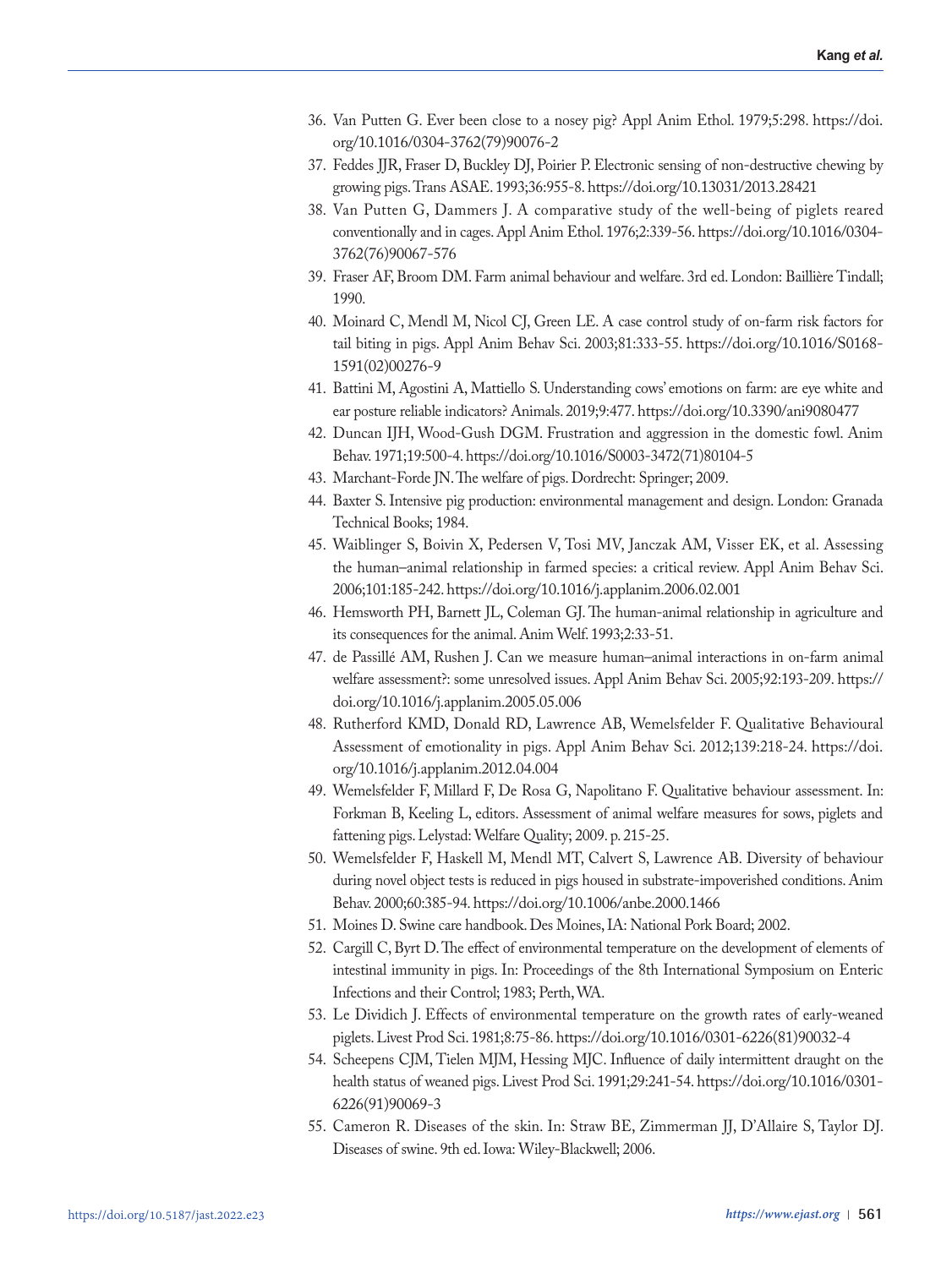36. Van Putten G. Ever been close to a nosey pig? Appl Anim Ethol. 1979;5:298. https://doi.org/10.1016/0304-3762(79)90076-2
37. Feddes JJR, Fraser D, Buckley DJ, Poirier P. Electronic sensing of non-destructive chewing by growing pigs. Trans ASAE. 1993;36:955-8. https://doi.org/10.13031/2013.28421
38. Van Putten G, Dammers J. A comparative study of the well-being of piglets reared conventionally and in cages. Appl Anim Ethol. 1976;2:339-56. https://doi.org/10.1016/0304-3762(76)90067-576
39. Fraser AF, Broom DM. Farm animal behaviour and welfare. 3rd ed. London: Baillière Tindall; 1990.
40. Moinard C, Mendl M, Nicol CJ, Green LE. A case control study of on-farm risk factors for tail biting in pigs. Appl Anim Behav Sci. 2003;81:333-55. https://doi.org/10.1016/S0168-1591(02)00276-9
41. Battini M, Agostini A, Mattiello S. Understanding cows' emotions on farm: are eye white and ear posture reliable indicators? Animals. 2019;9:477. https://doi.org/10.3390/ani9080477
42. Duncan IJH, Wood-Gush DGM. Frustration and aggression in the domestic fowl. Anim Behav. 1971;19:500-4. https://doi.org/10.1016/S0003-3472(71)80104-5
43. Marchant-Forde JN. The welfare of pigs. Dordrecht: Springer; 2009.
44. Baxter S. Intensive pig production: environmental management and design. London: Granada Technical Books; 1984.
45. Waiblinger S, Boivin X, Pedersen V, Tosi MV, Janczak AM, Visser EK, et al. Assessing the human–animal relationship in farmed species: a critical review. Appl Anim Behav Sci. 2006;101:185-242. https://doi.org/10.1016/j.applanim.2006.02.001
46. Hemsworth PH, Barnett JL, Coleman GJ. The human-animal relationship in agriculture and its consequences for the animal. Anim Welf. 1993;2:33-51.
47. de Passillé AM, Rushen J. Can we measure human–animal interactions in on-farm animal welfare assessment?: some unresolved issues. Appl Anim Behav Sci. 2005;92:193-209. https://doi.org/10.1016/j.applanim.2005.05.006
48. Rutherford KMD, Donald RD, Lawrence AB, Wemelsfelder F. Qualitative Behavioural Assessment of emotionality in pigs. Appl Anim Behav Sci. 2012;139:218-24. https://doi.org/10.1016/j.applanim.2012.04.004
49. Wemelsfelder F, Millard F, De Rosa G, Napolitano F. Qualitative behaviour assessment. In: Forkman B, Keeling L, editors. Assessment of animal welfare measures for sows, piglets and fattening pigs. Lelystad: Welfare Quality; 2009. p. 215-25.
50. Wemelsfelder F, Haskell M, Mendl MT, Calvert S, Lawrence AB. Diversity of behaviour during novel object tests is reduced in pigs housed in substrate-impoverished conditions. Anim Behav. 2000;60:385-94. https://doi.org/10.1006/anbe.2000.1466
51. Moines D. Swine care handbook. Des Moines, IA: National Pork Board; 2002.
52. Cargill C, Byrt D. The effect of environmental temperature on the development of elements of intestinal immunity in pigs. In: Proceedings of the 8th International Symposium on Enteric Infections and their Control; 1983; Perth, WA.
53. Le Dividich J. Effects of environmental temperature on the growth rates of early-weaned piglets. Livest Prod Sci. 1981;8:75-86. https://doi.org/10.1016/0301-6226(81)90032-4
54. Scheepens CJM, Tielen MJM, Hessing MJC. Influence of daily intermittent draught on the health status of weaned pigs. Livest Prod Sci. 1991;29:241-54. https://doi.org/10.1016/0301-6226(91)90069-3
55. Cameron R. Diseases of the skin. In: Straw BE, Zimmerman JJ, D'Allaire S, Taylor DJ. Diseases of swine. 9th ed. Iowa: Wiley-Blackwell; 2006.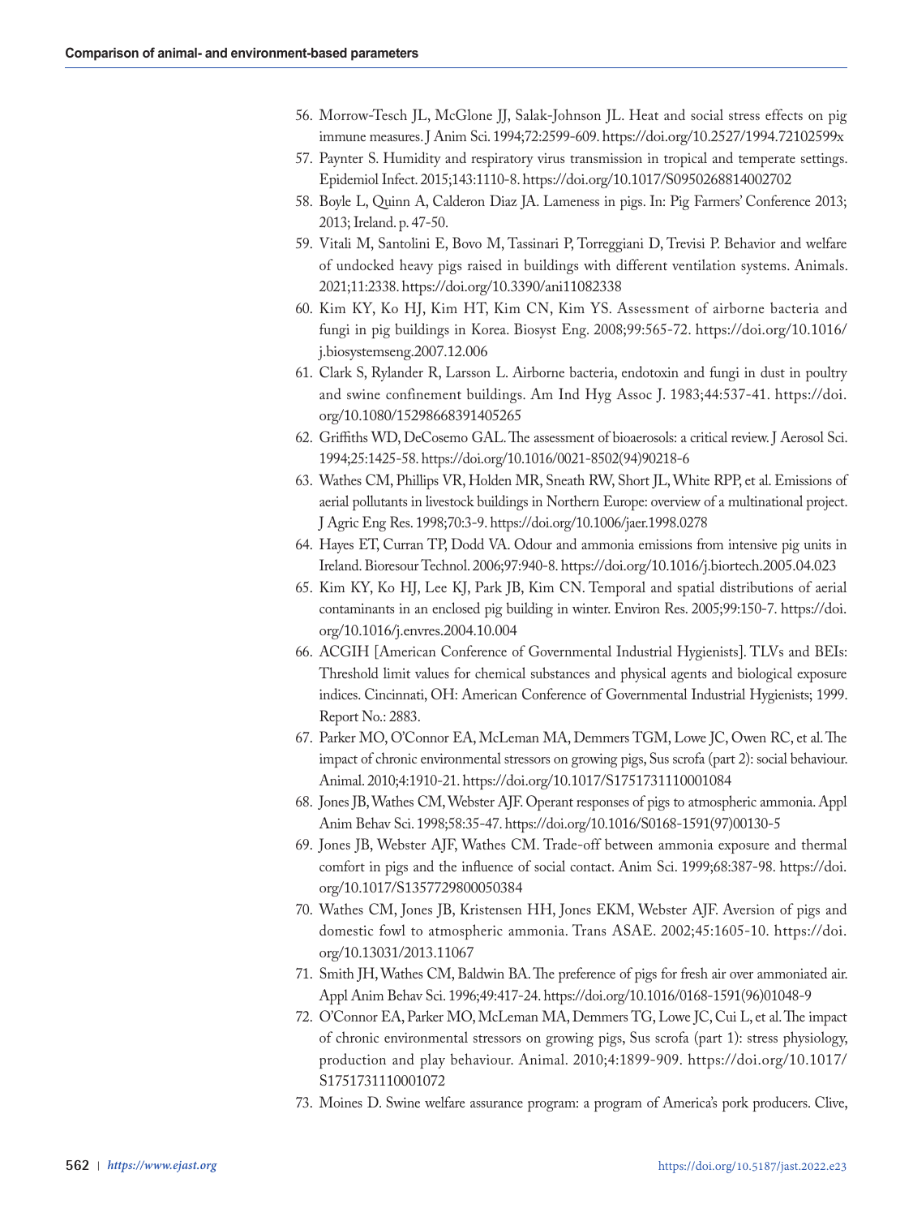56. Morrow-Tesch JL, McGlone JJ, Salak-Johnson JL. Heat and social stress effects on pig immune measures. J Anim Sci. 1994;72:2599-609. https://doi.org/10.2527/1994.72102599x
57. Paynter S. Humidity and respiratory virus transmission in tropical and temperate settings. Epidemiol Infect. 2015;143:1110-8. https://doi.org/10.1017/S0950268814002702
58. Boyle L, Quinn A, Calderon Diaz JA. Lameness in pigs. In: Pig Farmers' Conference 2013; 2013; Ireland. p. 47-50.
59. Vitali M, Santolini E, Bovo M, Tassinari P, Torreggiani D, Trevisi P. Behavior and welfare of undocked heavy pigs raised in buildings with different ventilation systems. Animals. 2021;11:2338. https://doi.org/10.3390/ani11082338
60. Kim KY, Ko HJ, Kim HT, Kim CN, Kim YS. Assessment of airborne bacteria and fungi in pig buildings in Korea. Biosyst Eng. 2008;99:565-72. https://doi.org/10.1016/j.biosystemseng.2007.12.006
61. Clark S, Rylander R, Larsson L. Airborne bacteria, endotoxin and fungi in dust in poultry and swine confinement buildings. Am Ind Hyg Assoc J. 1983;44:537-41. https://doi.org/10.1080/15298668391405265
62. Griffiths WD, DeCosemo GAL. The assessment of bioaerosols: a critical review. J Aerosol Sci. 1994;25:1425-58. https://doi.org/10.1016/0021-8502(94)90218-6
63. Wathes CM, Phillips VR, Holden MR, Sneath RW, Short JL, White RPP, et al. Emissions of aerial pollutants in livestock buildings in Northern Europe: overview of a multinational project. J Agric Eng Res. 1998;70:3-9. https://doi.org/10.1006/jaer.1998.0278
64. Hayes ET, Curran TP, Dodd VA. Odour and ammonia emissions from intensive pig units in Ireland. Bioresour Technol. 2006;97:940-8. https://doi.org/10.1016/j.biortech.2005.04.023
65. Kim KY, Ko HJ, Lee KJ, Park JB, Kim CN. Temporal and spatial distributions of aerial contaminants in an enclosed pig building in winter. Environ Res. 2005;99:150-7. https://doi.org/10.1016/j.envres.2004.10.004
66. ACGIH [American Conference of Governmental Industrial Hygienists]. TLVs and BEIs: Threshold limit values for chemical substances and physical agents and biological exposure indices. Cincinnati, OH: American Conference of Governmental Industrial Hygienists; 1999. Report No.: 2883.
67. Parker MO, O'Connor EA, McLeman MA, Demmers TGM, Lowe JC, Owen RC, et al. The impact of chronic environmental stressors on growing pigs, Sus scrofa (part 2): social behaviour. Animal. 2010;4:1910-21. https://doi.org/10.1017/S1751731110001084
68. Jones JB, Wathes CM, Webster AJF. Operant responses of pigs to atmospheric ammonia. Appl Anim Behav Sci. 1998;58:35-47. https://doi.org/10.1016/S0168-1591(97)00130-5
69. Jones JB, Webster AJF, Wathes CM. Trade-off between ammonia exposure and thermal comfort in pigs and the influence of social contact. Anim Sci. 1999;68:387-98. https://doi.org/10.1017/S1357729800050384
70. Wathes CM, Jones JB, Kristensen HH, Jones EKM, Webster AJF. Aversion of pigs and domestic fowl to atmospheric ammonia. Trans ASAE. 2002;45:1605-10. https://doi.org/10.13031/2013.11067
71. Smith JH, Wathes CM, Baldwin BA. The preference of pigs for fresh air over ammoniated air. Appl Anim Behav Sci. 1996;49:417-24. https://doi.org/10.1016/0168-1591(96)01048-9
72. O'Connor EA, Parker MO, McLeman MA, Demmers TG, Lowe JC, Cui L, et al. The impact of chronic environmental stressors on growing pigs, Sus scrofa (part 1): stress physiology, production and play behaviour. Animal. 2010;4:1899-909. https://doi.org/10.1017/S1751731110001072
73. Moines D. Swine welfare assurance program: a program of America's pork producers. Clive,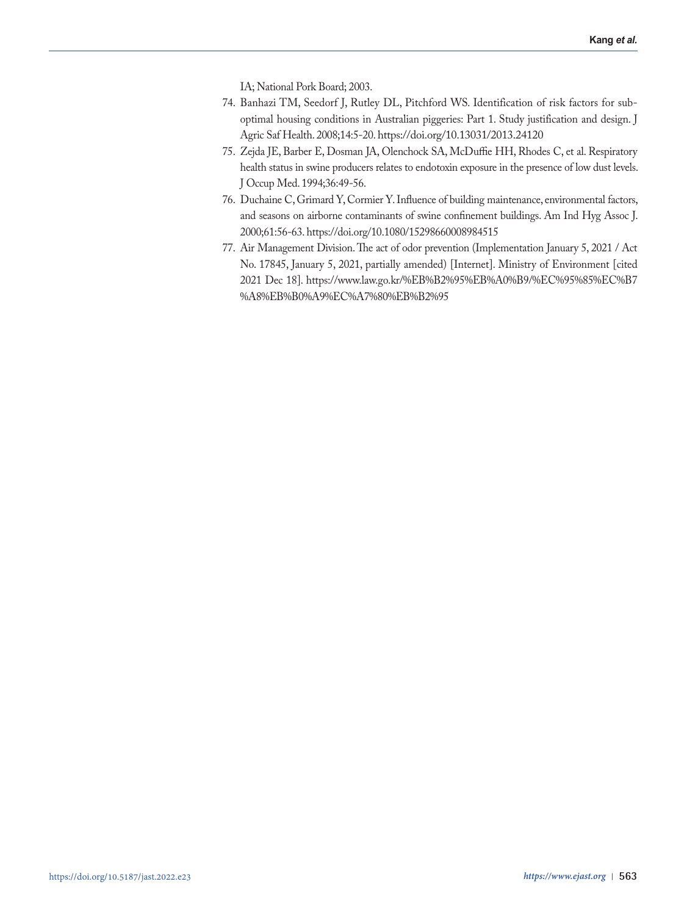IA; National Pork Board; 2003.

74. Banhazi TM, Seedorf J, Rutley DL, Pitchford WS. Identification of risk factors for sub-optimal housing conditions in Australian piggeries: Part 1. Study justification and design. J Agric Saf Health. 2008;14:5-20. https://doi.org/10.13031/2013.24120
75. Zejda JE, Barber E, Dosman JA, Olenchock SA, McDuffie HH, Rhodes C, et al. Respiratory health status in swine producers relates to endotoxin exposure in the presence of low dust levels. J Occup Med. 1994;36:49-56.
76. Duchaine C, Grimard Y, Cormier Y. Influence of building maintenance, environmental factors, and seasons on airborne contaminants of swine confinement buildings. Am Ind Hyg Assoc J. 2000;61:56-63. https://doi.org/10.1080/15298660008984515
77. Air Management Division. The act of odor prevention (Implementation January 5, 2021 / Act No. 17845, January 5, 2021, partially amended) [Internet]. Ministry of Environment [cited 2021 Dec 18]. https://www.law.go.kr/%EB%B2%95%EB%A0%B9/%EC%95%85%EC%B7%A8%EB%B0%A9%EC%A7%80%EB%B2%95